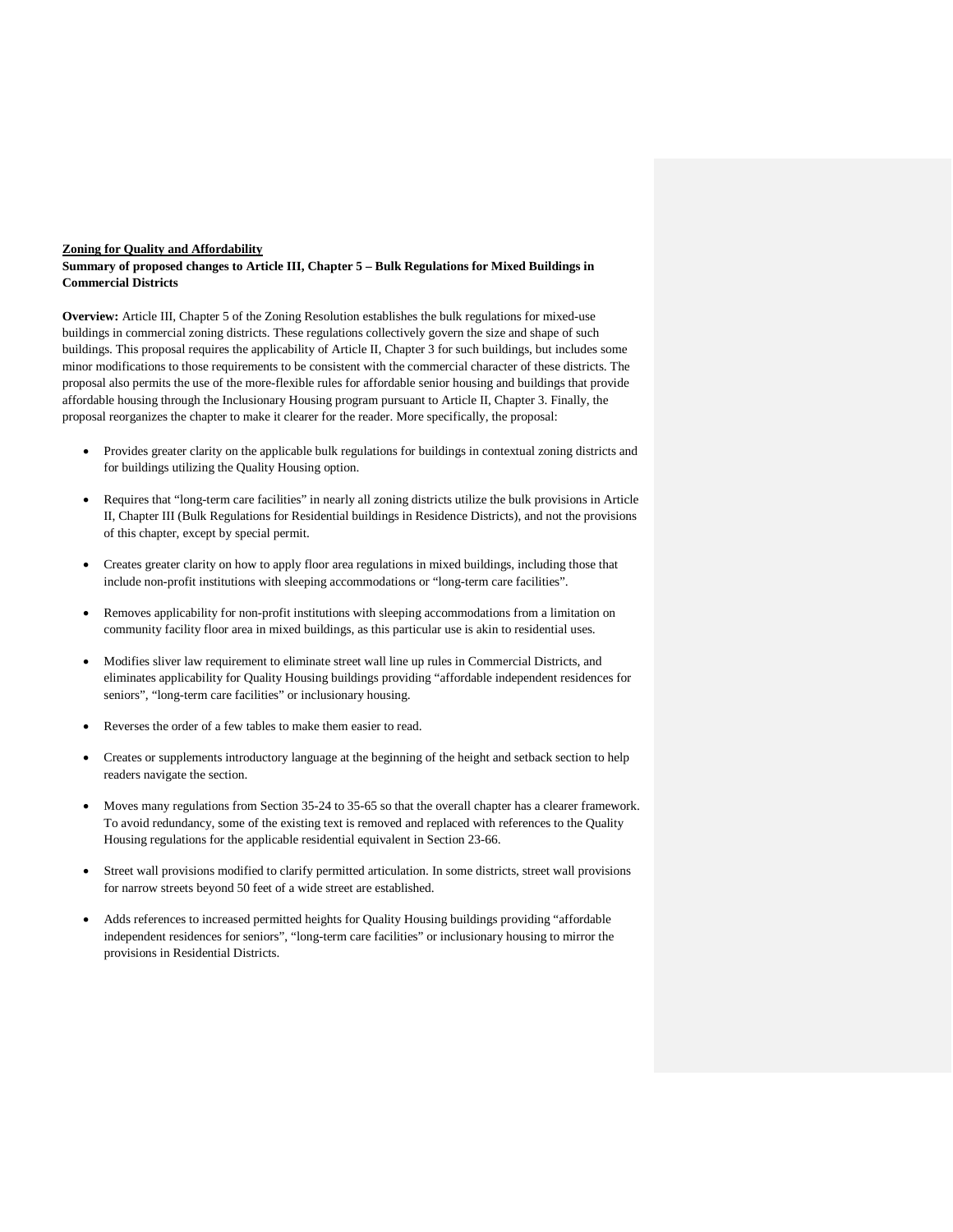**<u>Zoning for Quality and Affordability</u>**

**Summary of proposed changes to Article III, Chapter 5 – Bulk Regulations for Mixed Buildings in Commercial Districts**

**Overview:** Article III, Chapter 5 of the Zoning Resolution establishes the bulk regulations for mixed-use buildings in commercial zoning districts. These regulations collectively govern the size and shape of such buildings. This proposal requires the applicability of Article II, Chapter 3 for such buildings, but includes some minor modifications to those requirements to be consistent with the commercial character of these districts. The proposal also permits the use of the more-flexible rules for affordable senior housing and buildings that provide affordable housing through the Inclusionary Housing program pursuant to Article II, Chapter 3. Finally, the proposal reorganizes the chapter to make it clearer for the reader. More specifically, the proposal:

- Provides greater clarity on the applicable bulk regulations for buildings in contextual zoning districts and for buildings utilizing the Quality Housing option.
- Requires that "long-term care facilities" in nearly all zoning districts utilize the bulk provisions in Article II, Chapter III (Bulk Regulations for Residential buildings in Residence Districts), and not the provisions of this chapter, except by special permit.
- Creates greater clarity on how to apply floor area regulations in mixed buildings, including those that include non-profit institutions with sleeping accommodations or "long-term care facilities".
- Removes applicability for non-profit institutions with sleeping accommodations from a limitation on community facility floor area in mixed buildings, as this particular use is akin to residential uses.
- Modifies sliver law requirement to eliminate street wall line up rules in Commercial Districts, and eliminates applicability for Quality Housing buildings providing "affordable independent residences for seniors", "long-term care facilities" or inclusionary housing.
- Reverses the order of a few tables to make them easier to read.
- Creates or supplements introductory language at the beginning of the height and setback section to help readers navigate the section.
- Moves many regulations from Section 35-24 to 35-65 so that the overall chapter has a clearer framework. To avoid redundancy, some of the existing text is removed and replaced with references to the Quality Housing regulations for the applicable residential equivalent in Section 23-66.
- Street wall provisions modified to clarify permitted articulation. In some districts, street wall provisions for narrow streets beyond 50 feet of a wide street are established.
- Adds references to increased permitted heights for Quality Housing buildings providing "affordable independent residences for seniors", "long-term care facilities" or inclusionary housing to mirror the provisions in Residential Districts.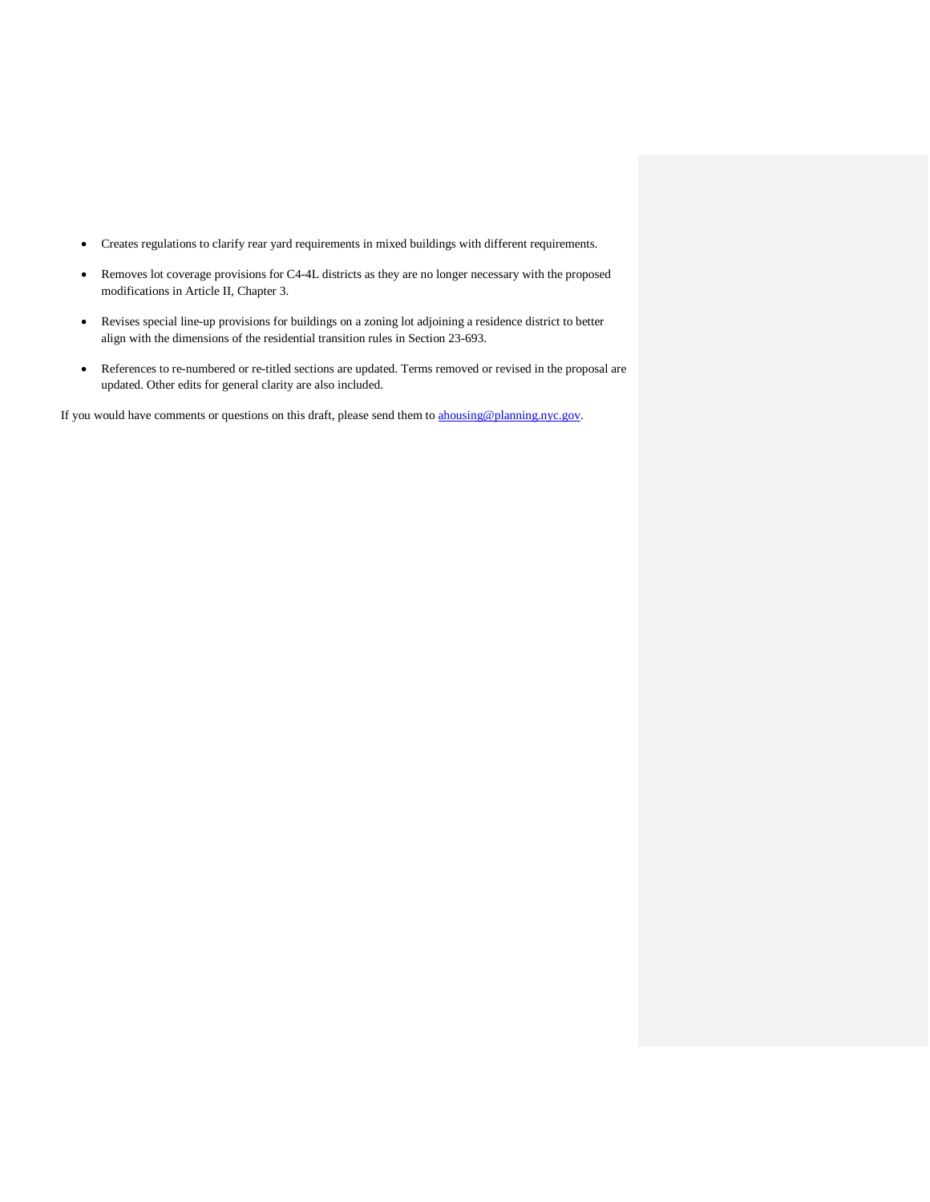- Creates regulations to clarify rear yard requirements in mixed buildings with different requirements.
- Removes lot coverage provisions for C4-4L districts as they are no longer necessary with the proposed modifications in Article II, Chapter 3.
- Revises special line-up provisions for buildings on a zoning lot adjoining a residence district to better align with the dimensions of the residential transition rules in Section 23-693.
- References to re-numbered or re-titled sections are updated. Terms removed or revised in the proposal are updated. Other edits for general clarity are also included.

If you would have comments or questions on this draft, please send them to ahousing@planning.nyc.gov.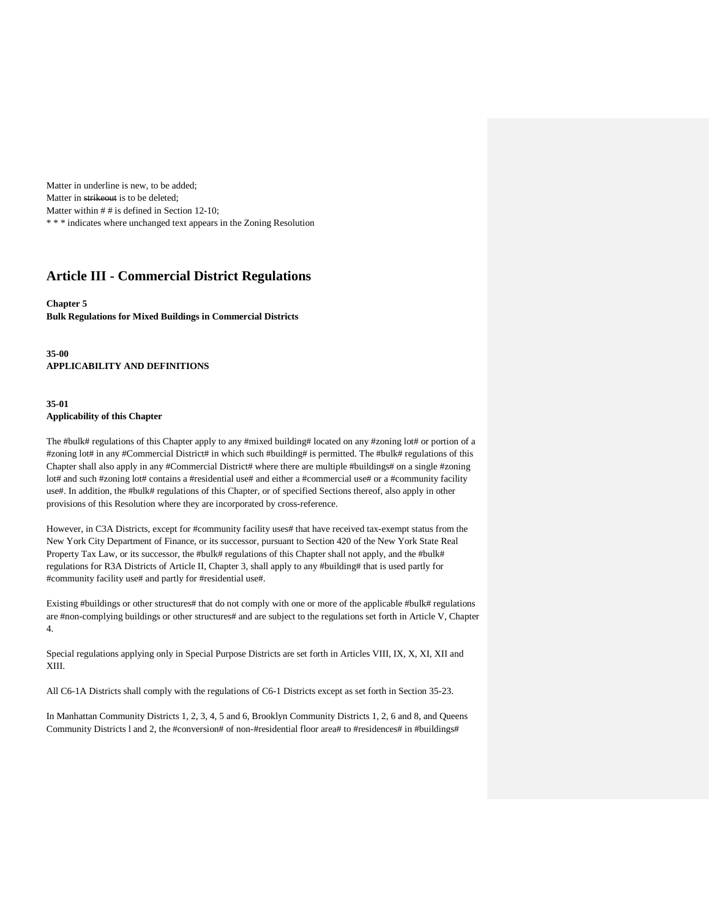Matter in underline is new, to be added;
Matter in ~~strikeout~~ is to be deleted;
Matter within # # is defined in Section 12-10;
* * * indicates where unchanged text appears in the Zoning Resolution

# Article III - Commercial District Regulations

**Chapter 5**
**Bulk Regulations for Mixed Buildings in Commercial Districts**

**35-00**
**APPLICABILITY AND DEFINITIONS**

**35-01**
**Applicability of this Chapter**

The #bulk# regulations of this Chapter apply to any #mixed building# located on any #zoning lot# or portion of a #zoning lot# in any #Commercial District# in which such #building# is permitted. The #bulk# regulations of this Chapter shall also apply in any #Commercial District# where there are multiple #buildings# on a single #zoning lot# and such #zoning lot# contains a #residential use# and either a #commercial use# or a #community facility use#. In addition, the #bulk# regulations of this Chapter, or of specified Sections thereof, also apply in other provisions of this Resolution where they are incorporated by cross-reference.

However, in C3A Districts, except for #community facility uses# that have received tax-exempt status from the New York City Department of Finance, or its successor, pursuant to Section 420 of the New York State Real Property Tax Law, or its successor, the #bulk# regulations of this Chapter shall not apply, and the #bulk# regulations for R3A Districts of Article II, Chapter 3, shall apply to any #building# that is used partly for #community facility use# and partly for #residential use#.

Existing #buildings or other structures# that do not comply with one or more of the applicable #bulk# regulations are #non-complying buildings or other structures# and are subject to the regulations set forth in Article V, Chapter 4.

Special regulations applying only in Special Purpose Districts are set forth in Articles VIII, IX, X, XI, XII and XIII.

All C6-1A Districts shall comply with the regulations of C6-1 Districts except as set forth in Section 35-23.

In Manhattan Community Districts 1, 2, 3, 4, 5 and 6, Brooklyn Community Districts 1, 2, 6 and 8, and Queens Community Districts l and 2, the #conversion# of non-#residential floor area# to #residences# in #buildings#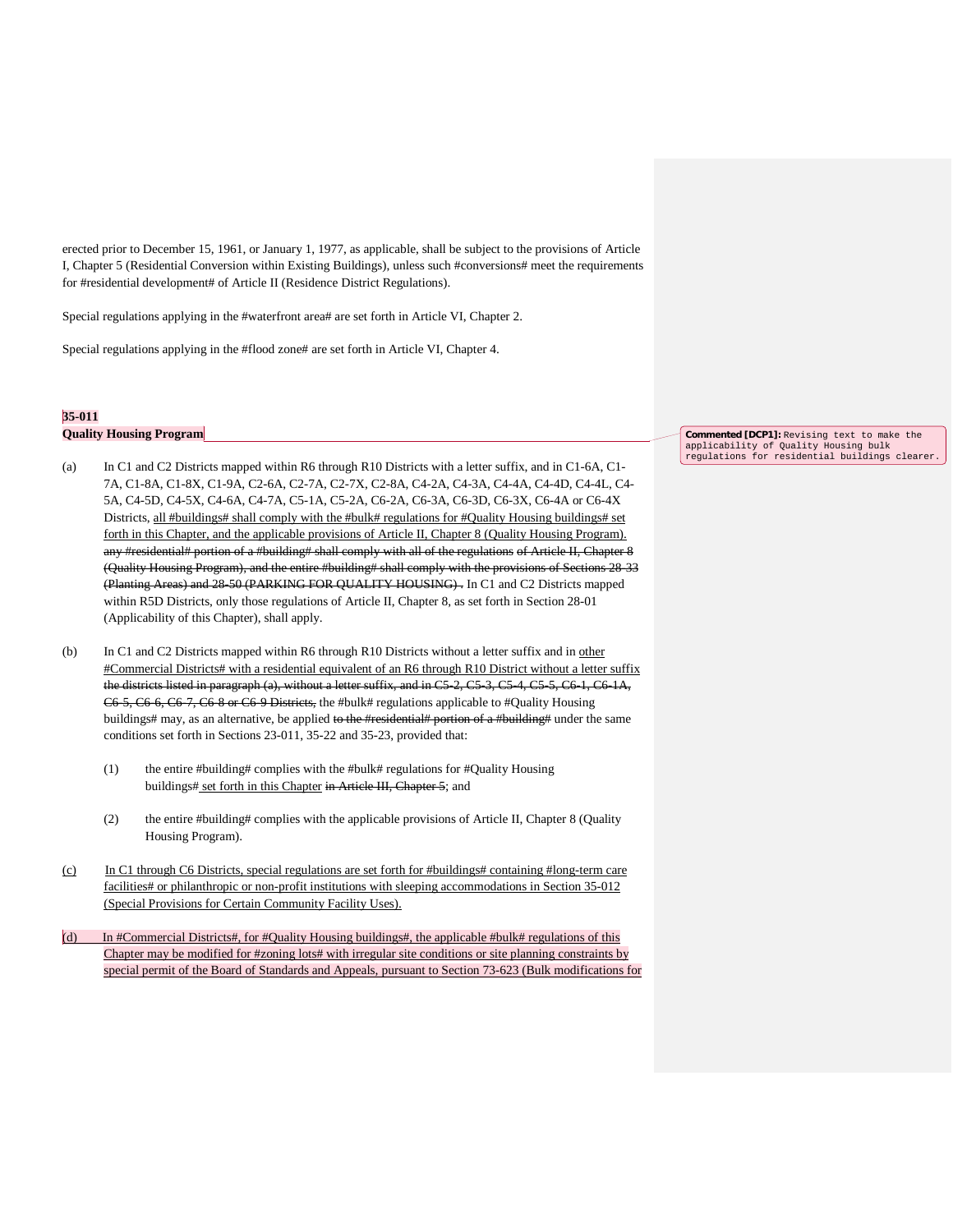erected prior to December 15, 1961, or January 1, 1977, as applicable, shall be subject to the provisions of Article I, Chapter 5 (Residential Conversion within Existing Buildings), unless such #conversions# meet the requirements for #residential development# of Article II (Residence District Regulations).

Special regulations applying in the #waterfront area# are set forth in Article VI, Chapter 2.

Special regulations applying in the #flood zone# are set forth in Article VI, Chapter 4.

**35-011**
**Quality Housing Program**

Commented [DCP1]: Revising text to make the applicability of Quality Housing bulk regulations for residential buildings clearer.

(a) In C1 and C2 Districts mapped within R6 through R10 Districts with a letter suffix, and in C1-6A, C1-7A, C1-8A, C1-8X, C1-9A, C2-6A, C2-7A, C2-7X, C2-8A, C4-2A, C4-3A, C4-4A, C4-4D, C4-4L, C4-5A, C4-5D, C4-5X, C4-6A, C4-7A, C5-1A, C5-2A, C6-2A, C6-3A, C6-3D, C6-3X, C6-4A or C6-4X Districts, all #buildings# shall comply with the #bulk# regulations for #Quality Housing buildings# set forth in this Chapter, and the applicable provisions of Article II, Chapter 8 (Quality Housing Program). ~~any #residential# portion of a #building# shall comply with all of the regulations of Article II, Chapter 8 (Quality Housing Program), and the entire #building# shall comply with the provisions of Sections 28-33 (Planting Areas) and 28-50 (PARKING FOR QUALITY HOUSING) .~~ In C1 and C2 Districts mapped within R5D Districts, only those regulations of Article II, Chapter 8, as set forth in Section 28-01 (Applicability of this Chapter), shall apply.

(b) In C1 and C2 Districts mapped within R6 through R10 Districts without a letter suffix and in other #Commercial Districts# with a residential equivalent of an R6 through R10 District without a letter suffix ~~the districts listed in paragraph (a), without a letter suffix, and in C5-2, C5-3, C5-4, C5-5, C6-1, C6-1A, C6-5, C6-6, C6-7, C6-8 or C6-9 Districts,~~ the #bulk# regulations applicable to #Quality Housing buildings# may, as an alternative, be applied ~~to the #residential# portion of a #building#~~ under the same conditions set forth in Sections 23-011, 35-22 and 35-23, provided that:

   (1) the entire #building# complies with the #bulk# regulations for #Quality Housing buildings# set forth in this Chapter ~~in Article III, Chapter 5~~; and

   (2) the entire #building# complies with the applicable provisions of Article II, Chapter 8 (Quality Housing Program).

(c) In C1 through C6 Districts, special regulations are set forth for #buildings# containing #long-term care facilities# or philanthropic or non-profit institutions with sleeping accommodations in Section 35-012 (Special Provisions for Certain Community Facility Uses).

(d) In #Commercial Districts#, for #Quality Housing buildings#, the applicable #bulk# regulations of this Chapter may be modified for #zoning lots# with irregular site conditions or site planning constraints by special permit of the Board of Standards and Appeals, pursuant to Section 73-623 (Bulk modifications for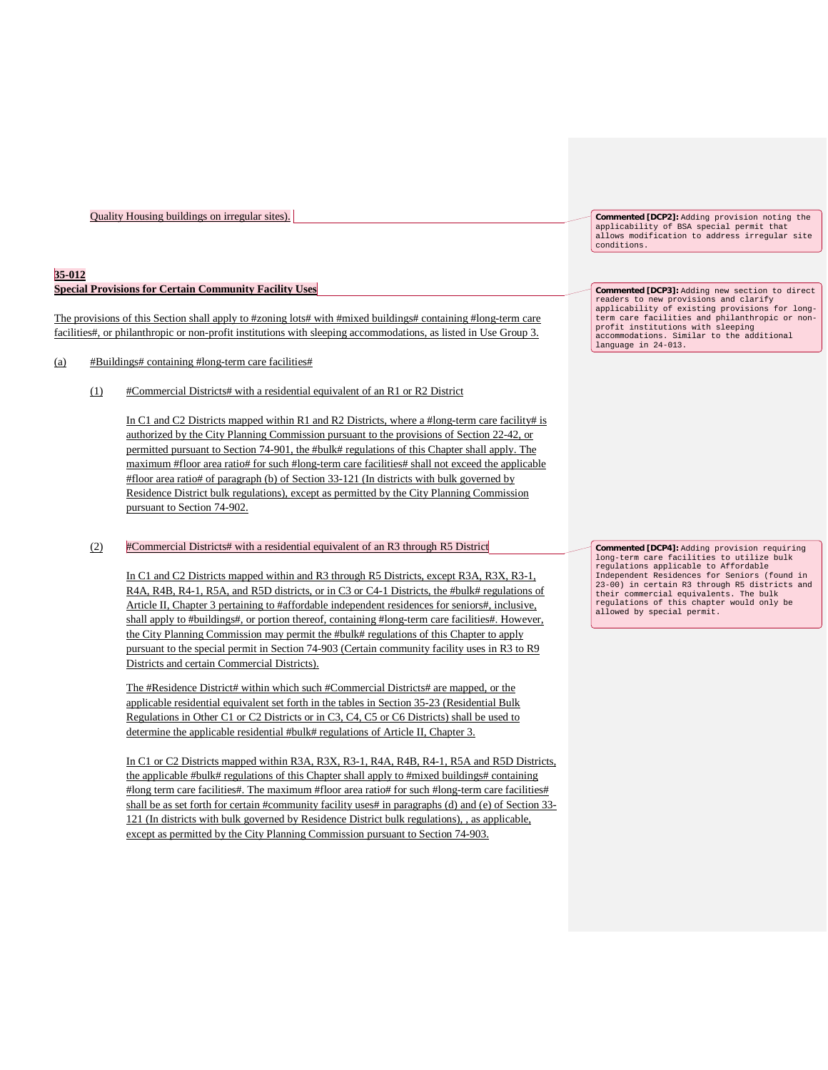Quality Housing buildings on irregular sites).

> **Commented [DCP2]:** Adding provision noting the applicability of BSA special permit that allows modification to address irregular site conditions.

**35-012**
**Special Provisions for Certain Community Facility Uses**

> **Commented [DCP3]:** Adding new section to direct readers to new provisions and clarify applicability of existing provisions for long-term care facilities and philanthropic or non-profit institutions with sleeping accommodations. Similar to the additional language in 24-013.

The provisions of this Section shall apply to #zoning lots# with #mixed buildings# containing #long-term care facilities#, or philanthropic or non-profit institutions with sleeping accommodations, as listed in Use Group 3.

(a) #Buildings# containing #long-term care facilities#

(1) #Commercial Districts# with a residential equivalent of an R1 or R2 District

In C1 and C2 Districts mapped within R1 and R2 Districts, where a #long-term care facility# is authorized by the City Planning Commission pursuant to the provisions of Section 22-42, or permitted pursuant to Section 74-901, the #bulk# regulations of this Chapter shall apply. The maximum #floor area ratio# for such #long-term care facilities# shall not exceed the applicable #floor area ratio# of paragraph (b) of Section 33-121 (In districts with bulk governed by Residence District bulk regulations), except as permitted by the City Planning Commission pursuant to Section 74-902.

(2) #Commercial Districts# with a residential equivalent of an R3 through R5 District

> **Commented [DCP4]:** Adding provision requiring long-term care facilities to utilize bulk regulations applicable to Affordable Independent Residences for Seniors (found in 23-00) in certain R3 through R5 districts and their commercial equivalents. The bulk regulations of this chapter would only be allowed by special permit.

In C1 and C2 Districts mapped within and R3 through R5 Districts, except R3A, R3X, R3-1, R4A, R4B, R4-1, R5A, and R5D districts, or in C3 or C4-1 Districts, the #bulk# regulations of Article II, Chapter 3 pertaining to #affordable independent residences for seniors#, inclusive, shall apply to #buildings#, or portion thereof, containing #long-term care facilities#. However, the City Planning Commission may permit the #bulk# regulations of this Chapter to apply pursuant to the special permit in Section 74-903 (Certain community facility uses in R3 to R9 Districts and certain Commercial Districts).

The #Residence District# within which such #Commercial Districts# are mapped, or the applicable residential equivalent set forth in the tables in Section 35-23 (Residential Bulk Regulations in Other C1 or C2 Districts or in C3, C4, C5 or C6 Districts) shall be used to determine the applicable residential #bulk# regulations of Article II, Chapter 3.

In C1 or C2 Districts mapped within R3A, R3X, R3-1, R4A, R4B, R4-1, R5A and R5D Districts, the applicable #bulk# regulations of this Chapter shall apply to #mixed buildings# containing #long term care facilities#. The maximum #floor area ratio# for such #long-term care facilities# shall be as set forth for certain #community facility uses# in paragraphs (d) and (e) of Section 33-121 (In districts with bulk governed by Residence District bulk regulations), , as applicable, except as permitted by the City Planning Commission pursuant to Section 74-903.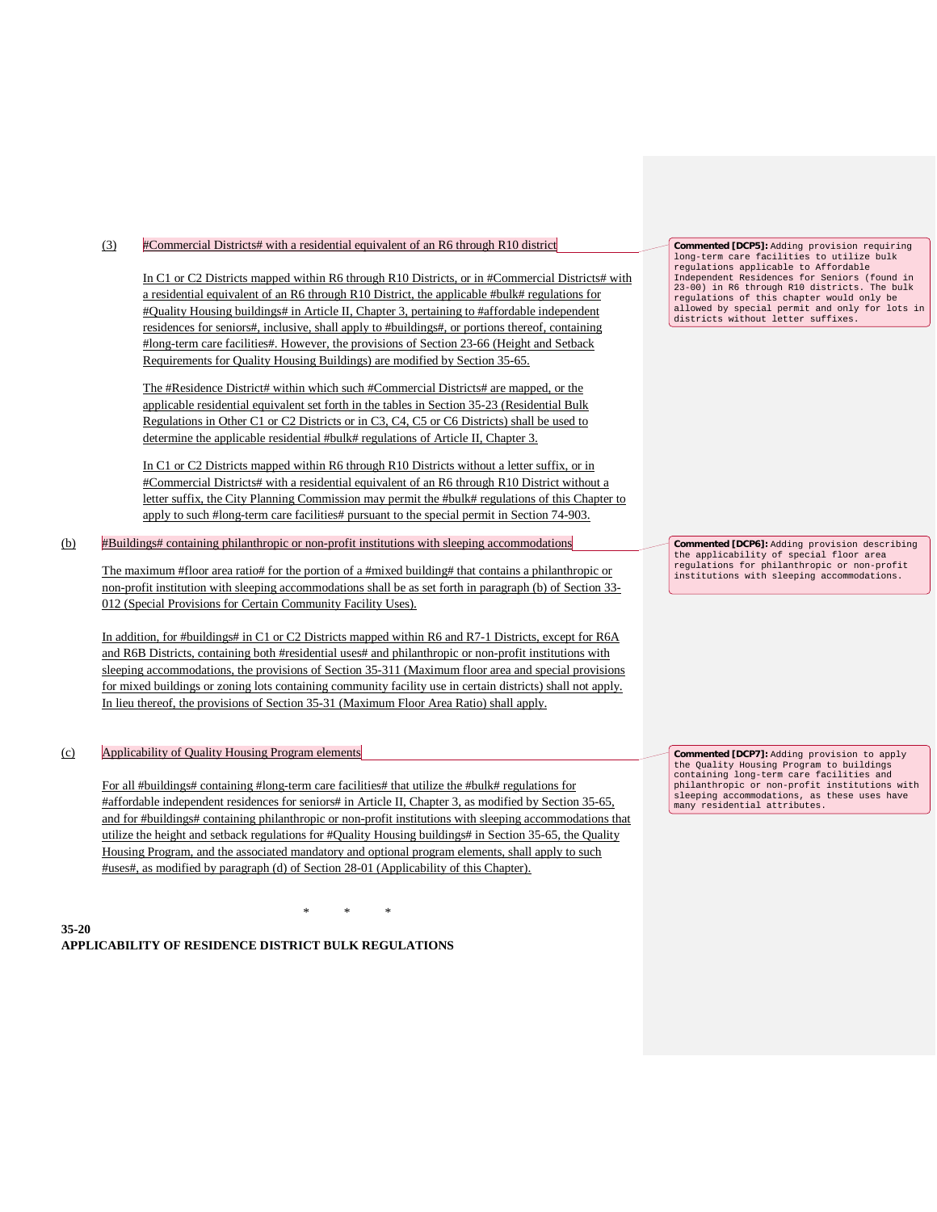(3) #Commercial Districts# with a residential equivalent of an R6 through R10 district

In C1 or C2 Districts mapped within R6 through R10 Districts, or in #Commercial Districts# with a residential equivalent of an R6 through R10 District, the applicable #bulk# regulations for #Quality Housing buildings# in Article II, Chapter 3, pertaining to #affordable independent residences for seniors#, inclusive, shall apply to #buildings#, or portions thereof, containing #long-term care facilities#. However, the provisions of Section 23-66 (Height and Setback Requirements for Quality Housing Buildings) are modified by Section 35-65.

The #Residence District# within which such #Commercial Districts# are mapped, or the applicable residential equivalent set forth in the tables in Section 35-23 (Residential Bulk Regulations in Other C1 or C2 Districts or in C3, C4, C5 or C6 Districts) shall be used to determine the applicable residential #bulk# regulations of Article II, Chapter 3.

In C1 or C2 Districts mapped within R6 through R10 Districts without a letter suffix, or in #Commercial Districts# with a residential equivalent of an R6 through R10 District without a letter suffix, the City Planning Commission may permit the #bulk# regulations of this Chapter to apply to such #long-term care facilities# pursuant to the special permit in Section 74-903.

> **Commented [DCP5]:** Adding provision requiring long-term care facilities to utilize bulk regulations applicable to Affordable Independent Residences for Seniors (found in 23-00) in R6 through R10 districts. The bulk regulations of this chapter would only be allowed by special permit and only for lots in districts without letter suffixes.

(b) #Buildings# containing philanthropic or non-profit institutions with sleeping accommodations

The maximum #floor area ratio# for the portion of a #mixed building# that contains a philanthropic or non-profit institution with sleeping accommodations shall be as set forth in paragraph (b) of Section 33-012 (Special Provisions for Certain Community Facility Uses).

In addition, for #buildings# in C1 or C2 Districts mapped within R6 and R7-1 Districts, except for R6A and R6B Districts, containing both #residential uses# and philanthropic or non-profit institutions with sleeping accommodations, the provisions of Section 35-311 (Maximum floor area and special provisions for mixed buildings or zoning lots containing community facility use in certain districts) shall not apply. In lieu thereof, the provisions of Section 35-31 (Maximum Floor Area Ratio) shall apply.

> **Commented [DCP6]:** Adding provision describing the applicability of special floor area regulations for philanthropic or non-profit institutions with sleeping accommodations.

(c) Applicability of Quality Housing Program elements

For all #buildings# containing #long-term care facilities# that utilize the #bulk# regulations for #affordable independent residences for seniors# in Article II, Chapter 3, as modified by Section 35-65, and for #buildings# containing philanthropic or non-profit institutions with sleeping accommodations that utilize the height and setback regulations for #Quality Housing buildings# in Section 35-65, the Quality Housing Program, and the associated mandatory and optional program elements, shall apply to such #uses#, as modified by paragraph (d) of Section 28-01 (Applicability of this Chapter).

> **Commented [DCP7]:** Adding provision to apply the Quality Housing Program to buildings containing long-term care facilities and philanthropic or non-profit institutions with sleeping accommodations, as these uses have many residential attributes.

\*  \*  \*

**35-20**
**APPLICABILITY OF RESIDENCE DISTRICT BULK REGULATIONS**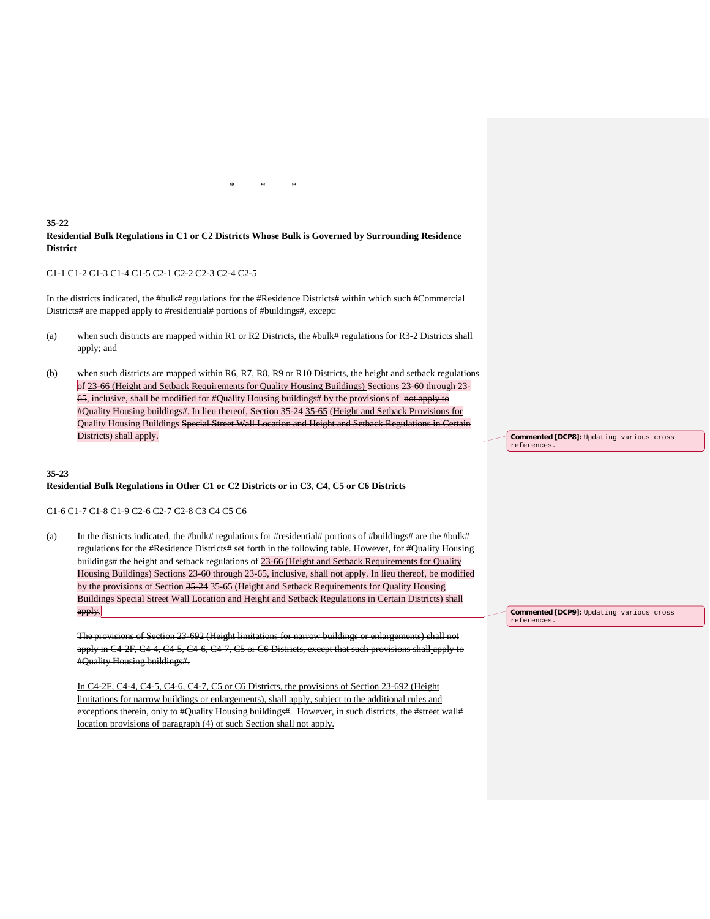\*    \*    \*

**35-22**
**Residential Bulk Regulations in C1 or C2 Districts Whose Bulk is Governed by Surrounding Residence District**

C1-1 C1-2 C1-3 C1-4 C1-5 C2-1 C2-2 C2-3 C2-4 C2-5

In the districts indicated, the #bulk# regulations for the #Residence Districts# within which such #Commercial Districts# are mapped apply to #residential# portions of #buildings#, except:

(a) when such districts are mapped within R1 or R2 Districts, the #bulk# regulations for R3-2 Districts shall apply; and

(b) when such districts are mapped within R6, R7, R8, R9 or R10 Districts, the height and setback regulations <ins>of 23-66 (Height and Setback Requirements for Quality Housing Buildings)</ins> ~~Sections 23-60 through 23-65~~, inclusive, shall <ins>be modified for #Quality Housing buildings# by the provisions of</ins> ~~not apply to #Quality Housing buildings#. In lieu thereof,~~ Section ~~35-24~~ <ins>35-65</ins> (<ins>Height and Setback Provisions for Quality Housing Buildings</ins> ~~Special Street Wall Location and Height and Setback Regulations in Certain Districts~~) ~~shall apply~~.

Commented [DCP8]: Updating various cross references.

**35-23**
**Residential Bulk Regulations in Other C1 or C2 Districts or in C3, C4, C5 or C6 Districts**

C1-6 C1-7 C1-8 C1-9 C2-6 C2-7 C2-8 C3 C4 C5 C6

(a) In the districts indicated, the #bulk# regulations for #residential# portions of #buildings# are the #bulk# regulations for the #Residence Districts# set forth in the following table. However, for #Quality Housing buildings# the height and setback regulations of <ins>23-66 (Height and Setback Requirements for Quality Housing Buildings)</ins> ~~Sections 23-60 through 23-65~~, inclusive, shall ~~not apply. In lieu thereof,~~ <ins>be modified by the provisions of</ins> Section ~~35-24~~ <ins>35-65</ins> (<ins>Height and Setback Requirements for Quality Housing Buildings</ins> ~~Special Street Wall Location and Height and Setback Regulations in Certain Districts~~) ~~shall apply~~.

Commented [DCP9]: Updating various cross references.

~~The provisions of Section 23-692 (Height limitations for narrow buildings or enlargements) shall not apply in C4-2F, C4-4, C4-5, C4-6, C4-7, C5 or C6 Districts, except that such provisions shall apply to #Quality Housing buildings#.~~

<ins>In C4-2F, C4-4, C4-5, C4-6, C4-7, C5 or C6 Districts, the provisions of Section 23-692 (Height limitations for narrow buildings or enlargements), shall apply, subject to the additional rules and exceptions therein, only to #Quality Housing buildings#. However, in such districts, the #street wall# location provisions of paragraph (4) of such Section shall not apply.</ins>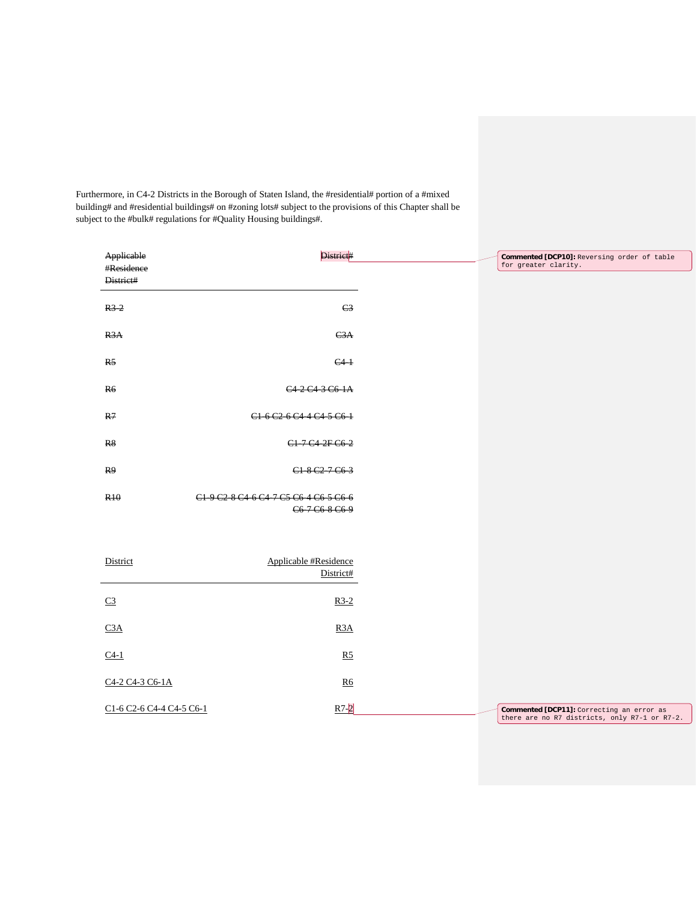Furthermore, in C4-2 Districts in the Borough of Staten Island, the #residential# portion of a #mixed building# and #residential buildings# on #zoning lots# subject to the provisions of this Chapter shall be subject to the #bulk# regulations for #Quality Housing buildings#.

| ~~Applicable #Residence District#~~ | ~~District#~~ |
|---|---|
| ~~R3-2~~ | ~~C3~~ |
| ~~R3A~~ | ~~C3A~~ |
| ~~R5~~ | ~~C4-1~~ |
| ~~R6~~ | ~~C4-2 C4-3 C6-1A~~ |
| ~~R7~~ | ~~C1-6 C2-6 C4-4 C4-5 C6-1~~ |
| ~~R8~~ | ~~C1-7 C4-2F C6-2~~ |
| ~~R9~~ | ~~C1-8 C2-7 C6-3~~ |
| ~~R10~~ | ~~C1-9 C2-8 C4-6 C4-7 C5 C6-4 C6-5 C6-6 C6-7 C6-8 C6-9~~ |

Commented [DCP10]: Reversing order of table for greater clarity.

| District | Applicable #Residence District# |
|---|---|
| C3 | R3-2 |
| C3A | R3A |
| C4-1 | R5 |
| C4-2 C4-3 C6-1A | R6 |
| C1-6 C2-6 C4-4 C4-5 C6-1 | R7-2 |

Commented [DCP11]: Correcting an error as there are no R7 districts, only R7-1 or R7-2.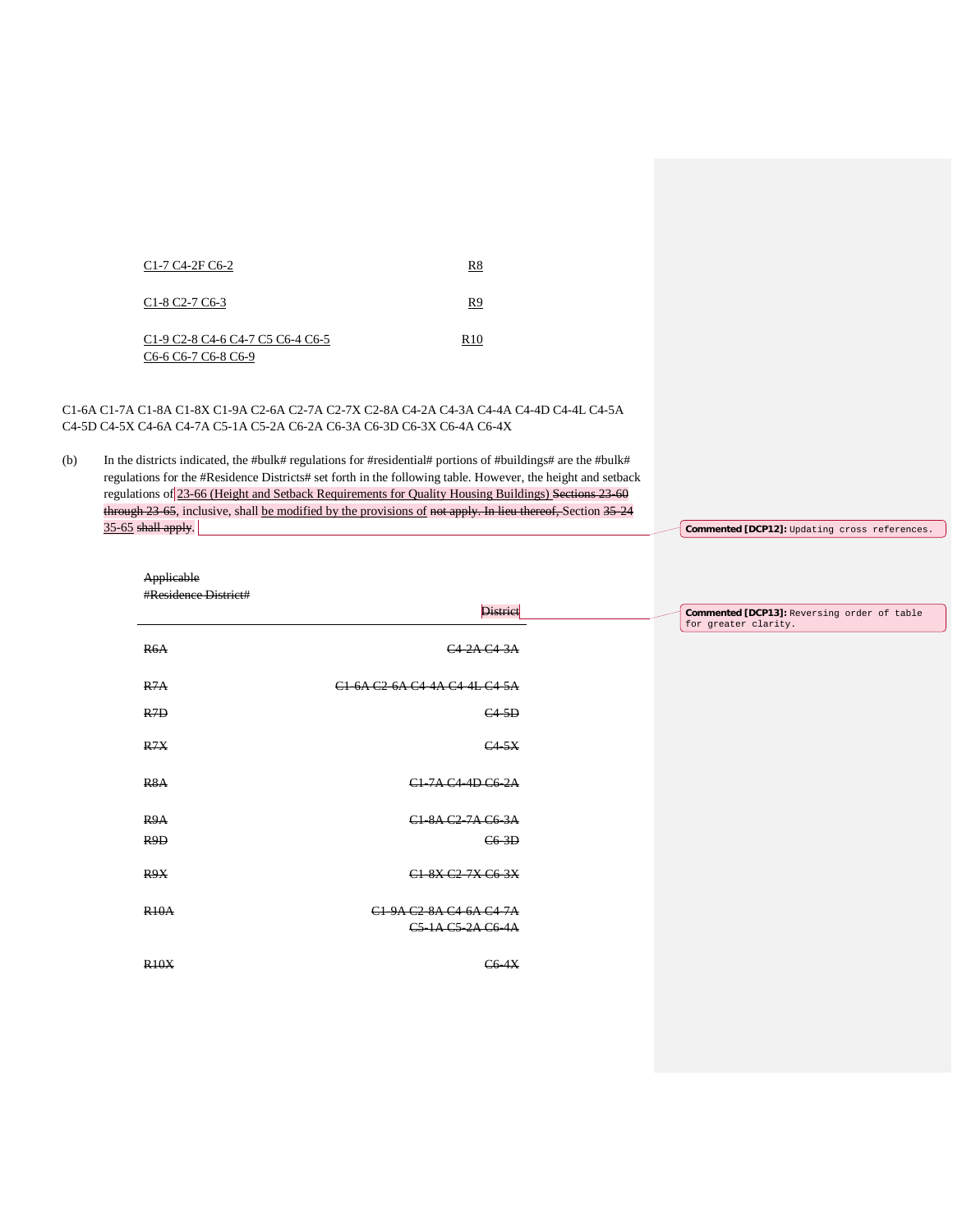| | |
|---|---|
| C1-7 C4-2F C6-2 | R8 |
| C1-8 C2-7 C6-3 | R9 |
| C1-9 C2-8 C4-6 C4-7 C5 C6-4 C6-5 C6-6 C6-7 C6-8 C6-9 | R10 |

C1-6A C1-7A C1-8A C1-8X C1-9A C2-6A C2-7A C2-7X C2-8A C4-2A C4-3A C4-4A C4-4D C4-4L C4-5A C4-5D C4-5X C4-6A C4-7A C5-1A C5-2A C6-2A C6-3A C6-3D C6-3X C6-4A C6-4X

(b) In the districts indicated, the #bulk# regulations for #residential# portions of #buildings# are the #bulk# regulations for the #Residence Districts# set forth in the following table. However, the height and setback regulations of 23-66 (Height and Setback Requirements for Quality Housing Buildings) ~~Sections 23-60 through 23-65~~, inclusive, shall be modified by the provisions of ~~not apply. In lieu thereof,~~ Section ~~35-24~~ 35-65 ~~shall apply~~.

Commented [DCP12]: Updating cross references.

| ~~Applicable #Residence District#~~ | ~~District~~ |
|---|---|
| ~~R6A~~ | ~~C4-2A C4-3A~~ |
| ~~R7A~~ | ~~C1-6A C2-6A C4-4A C4-4L C4-5A~~ |
| ~~R7D~~ | ~~C4-5D~~ |
| ~~R7X~~ | ~~C4-5X~~ |
| ~~R8A~~ | ~~C1-7A C4-4D C6-2A~~ |
| ~~R9A~~ | ~~C1-8A C2-7A C6-3A~~ |
| ~~R9D~~ | ~~C6-3D~~ |
| ~~R9X~~ | ~~C1-8X C2-7X C6-3X~~ |
| ~~R10A~~ | ~~C1-9A C2-8A C4-6A C4-7A C5-1A C5-2A C6-4A~~ |
| ~~R10X~~ | ~~C6-4X~~ |

Commented [DCP13]: Reversing order of table for greater clarity.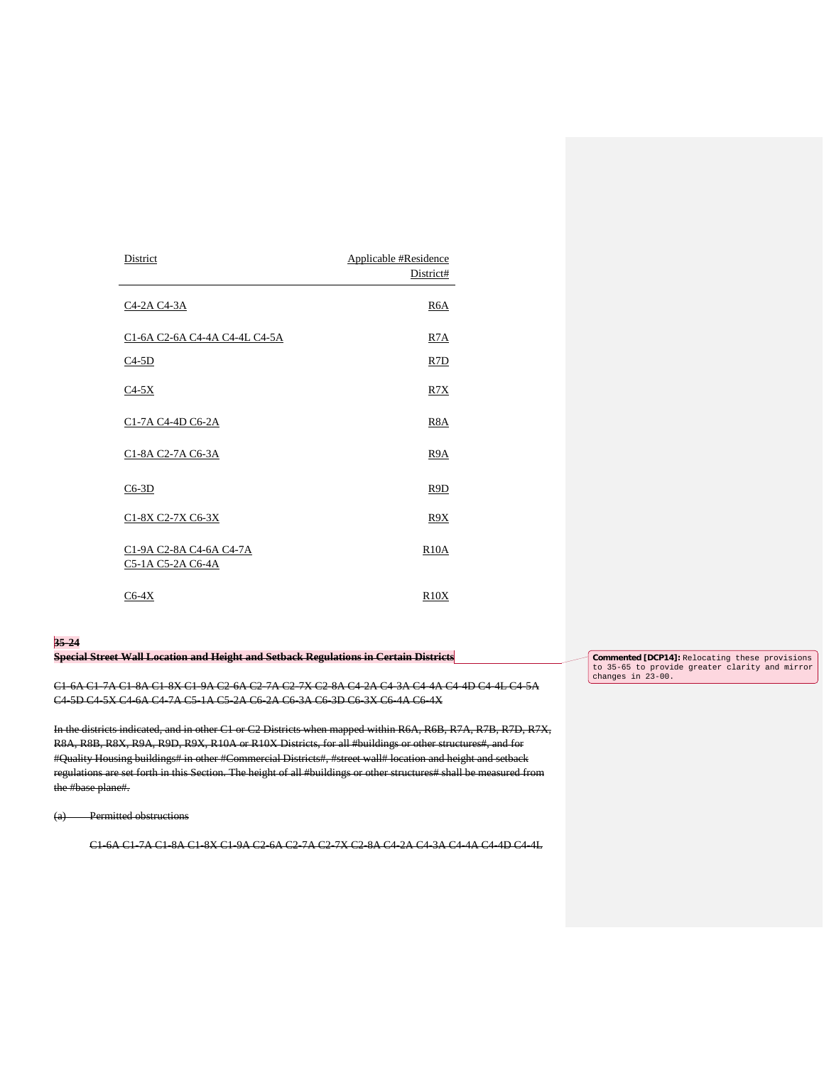| District | Applicable #Residence District# |
|---|---|
| C4-2A C4-3A | R6A |
| C1-6A C2-6A C4-4A C4-4L C4-5A | R7A |
| C4-5D | R7D |
| C4-5X | R7X |
| C1-7A C4-4D C6-2A | R8A |
| C1-8A C2-7A C6-3A | R9A |
| C6-3D | R9D |
| C1-8X C2-7X C6-3X | R9X |
| C1-9A C2-8A C4-6A C4-7A C5-1A C5-2A C6-4A | R10A |
| C6-4X | R10X |

~~**35-24**~~

~~**Special Street Wall Location and Height and Setback Regulations in Certain Districts**~~

Commented [DCP14]: Relocating these provisions to 35-65 to provide greater clarity and mirror changes in 23-00.

~~C1-6A C1-7A C1-8A C1-8X C1-9A C2-6A C2-7A C2-7X C2-8A C4-2A C4-3A C4-4A C4-4D C4-4L C4-5A C4-5D C4-5X C4-6A C4-7A C5-1A C5-2A C6-2A C6-3A C6-3D C6-3X C6-4A C6-4X~~

~~In the districts indicated, and in other C1 or C2 Districts when mapped within R6A, R6B, R7A, R7B, R7D, R7X, R8A, R8B, R8X, R9A, R9D, R9X, R10A or R10X Districts, for all #buildings or other structures#, and for #Quality Housing buildings# in other #Commercial Districts#, #street wall# location and height and setback regulations are set forth in this Section. The height of all #buildings or other structures# shall be measured from the #base plane#.~~

~~(a) Permitted obstructions~~

~~C1-6A C1-7A C1-8A C1-8X C1-9A C2-6A C2-7A C2-7X C2-8A C4-2A C4-3A C4-4A C4-4D C4-4L~~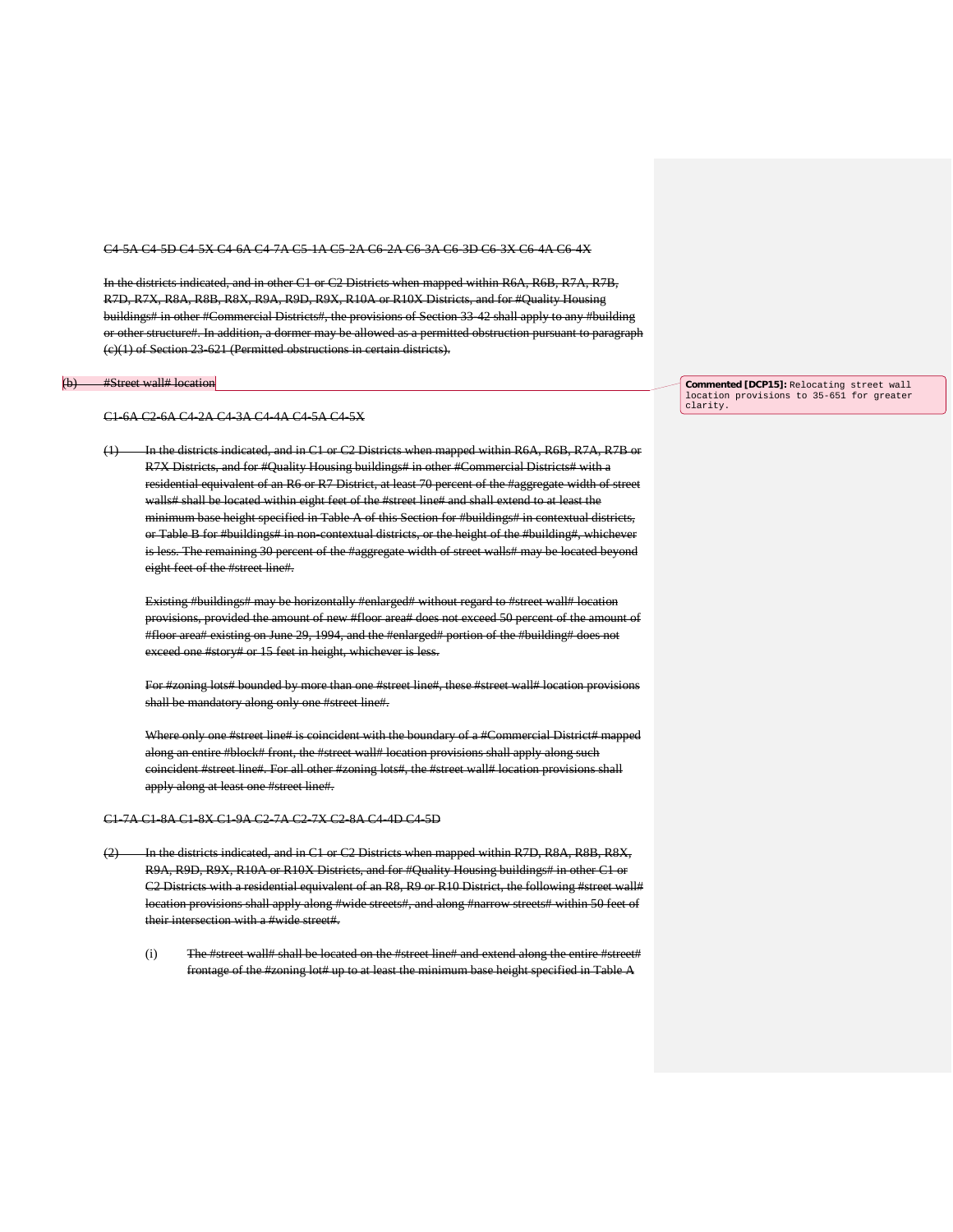~~C4-5A C4-5D C4-5X C4-6A C4-7A C5-1A C5-2A C6-2A C6-3A C6-3D C6-3X C6-4A C6-4X~~

~~In the districts indicated, and in other C1 or C2 Districts when mapped within R6A, R6B, R7A, R7B, R7D, R7X, R8A, R8B, R8X, R9A, R9D, R9X, R10A or R10X Districts, and for #Quality Housing buildings# in other #Commercial Districts#, the provisions of Section 33-42 shall apply to any #building or other structure#. In addition, a dormer may be allowed as a permitted obstruction pursuant to paragraph (c)(1) of Section 23-621 (Permitted obstructions in certain districts).~~

~~(b) #Street wall# location~~

**Commented [DCP15]:** Relocating street wall location provisions to 35-651 for greater clarity.

~~C1-6A C2-6A C4-2A C4-3A C4-4A C4-5A C4-5X~~

~~(1) In the districts indicated, and in C1 or C2 Districts when mapped within R6A, R6B, R7A, R7B or R7X Districts, and for #Quality Housing buildings# in other #Commercial Districts# with a residential equivalent of an R6 or R7 District, at least 70 percent of the #aggregate width of street walls# shall be located within eight feet of the #street line# and shall extend to at least the minimum base height specified in Table A of this Section for #buildings# in contextual districts, or Table B for #buildings# in non-contextual districts, or the height of the #building#, whichever is less. The remaining 30 percent of the #aggregate width of street walls# may be located beyond eight feet of the #street line#.~~

~~Existing #buildings# may be horizontally #enlarged# without regard to #street wall# location provisions, provided the amount of new #floor area# does not exceed 50 percent of the amount of #floor area# existing on June 29, 1994, and the #enlarged# portion of the #building# does not exceed one #story# or 15 feet in height, whichever is less.~~

~~For #zoning lots# bounded by more than one #street line#, these #street wall# location provisions shall be mandatory along only one #street line#.~~

~~Where only one #street line# is coincident with the boundary of a #Commercial District# mapped along an entire #block# front, the #street wall# location provisions shall apply along such coincident #street line#. For all other #zoning lots#, the #street wall# location provisions shall apply along at least one #street line#.~~

~~C1-7A C1-8A C1-8X C1-9A C2-7A C2-7X C2-8A C4-4D C4-5D~~

~~(2) In the districts indicated, and in C1 or C2 Districts when mapped within R7D, R8A, R8B, R8X, R9A, R9D, R9X, R10A or R10X Districts, and for #Quality Housing buildings# in other C1 or C2 Districts with a residential equivalent of an R8, R9 or R10 District, the following #street wall# location provisions shall apply along #wide streets#, and along #narrow streets# within 50 feet of their intersection with a #wide street#.~~

(i) ~~The #street wall# shall be located on the #street line# and extend along the entire #street# frontage of the #zoning lot# up to at least the minimum base height specified in Table A~~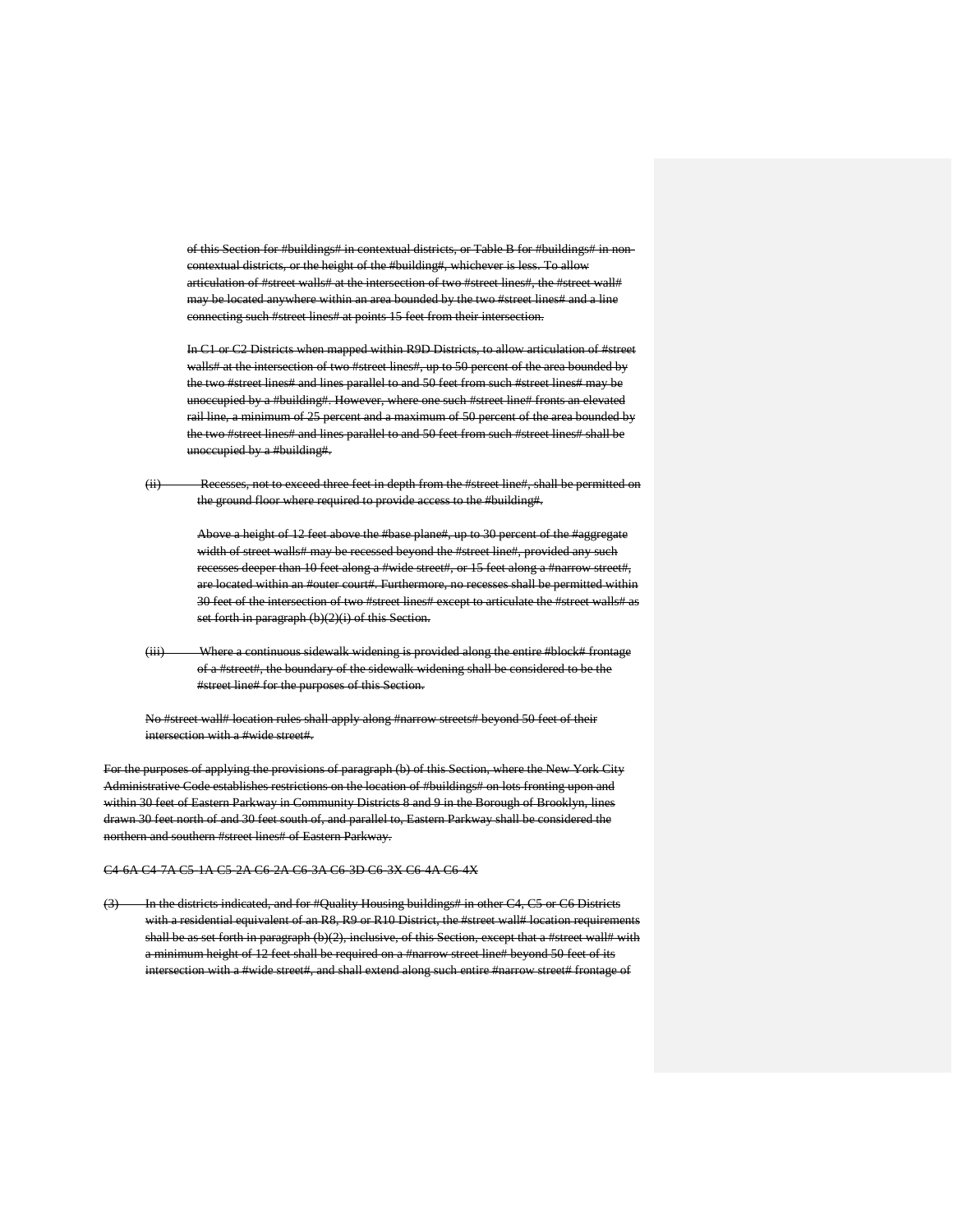of this Section for #buildings# in contextual districts, or Table B for #buildings# in non-contextual districts, or the height of the #building#, whichever is less. To allow articulation of #street walls# at the intersection of two #street lines#, the #street wall# may be located anywhere within an area bounded by the two #street lines# and a line connecting such #street lines# at points 15 feet from their intersection.

In C1 or C2 Districts when mapped within R9D Districts, to allow articulation of #street walls# at the intersection of two #street lines#, up to 50 percent of the area bounded by the two #street lines# and lines parallel to and 50 feet from such #street lines# may be unoccupied by a #building#. However, where one such #street line# fronts an elevated rail line, a minimum of 25 percent and a maximum of 50 percent of the area bounded by the two #street lines# and lines parallel to and 50 feet from such #street lines# shall be unoccupied by a #building#.

(ii) Recesses, not to exceed three feet in depth from the #street line#, shall be permitted on the ground floor where required to provide access to the #building#.

Above a height of 12 feet above the #base plane#, up to 30 percent of the #aggregate width of street walls# may be recessed beyond the #street line#, provided any such recesses deeper than 10 feet along a #wide street#, or 15 feet along a #narrow street#, are located within an #outer court#. Furthermore, no recesses shall be permitted within 30 feet of the intersection of two #street lines# except to articulate the #street walls# as set forth in paragraph (b)(2)(i) of this Section.

(iii) Where a continuous sidewalk widening is provided along the entire #block# frontage of a #street#, the boundary of the sidewalk widening shall be considered to be the #street line# for the purposes of this Section.

No #street wall# location rules shall apply along #narrow streets# beyond 50 feet of their intersection with a #wide street#.

For the purposes of applying the provisions of paragraph (b) of this Section, where the New York City Administrative Code establishes restrictions on the location of #buildings# on lots fronting upon and within 30 feet of Eastern Parkway in Community Districts 8 and 9 in the Borough of Brooklyn, lines drawn 30 feet north of and 30 feet south of, and parallel to, Eastern Parkway shall be considered the northern and southern #street lines# of Eastern Parkway.

C4-6A C4-7A C5-1A C5-2A C6-2A C6-3A C6-3D C6-3X C6-4A C6-4X

(3) In the districts indicated, and for #Quality Housing buildings# in other C4, C5 or C6 Districts with a residential equivalent of an R8, R9 or R10 District, the #street wall# location requirements shall be as set forth in paragraph (b)(2), inclusive, of this Section, except that a #street wall# with a minimum height of 12 feet shall be required on a #narrow street line# beyond 50 feet of its intersection with a #wide street#, and shall extend along such entire #narrow street# frontage of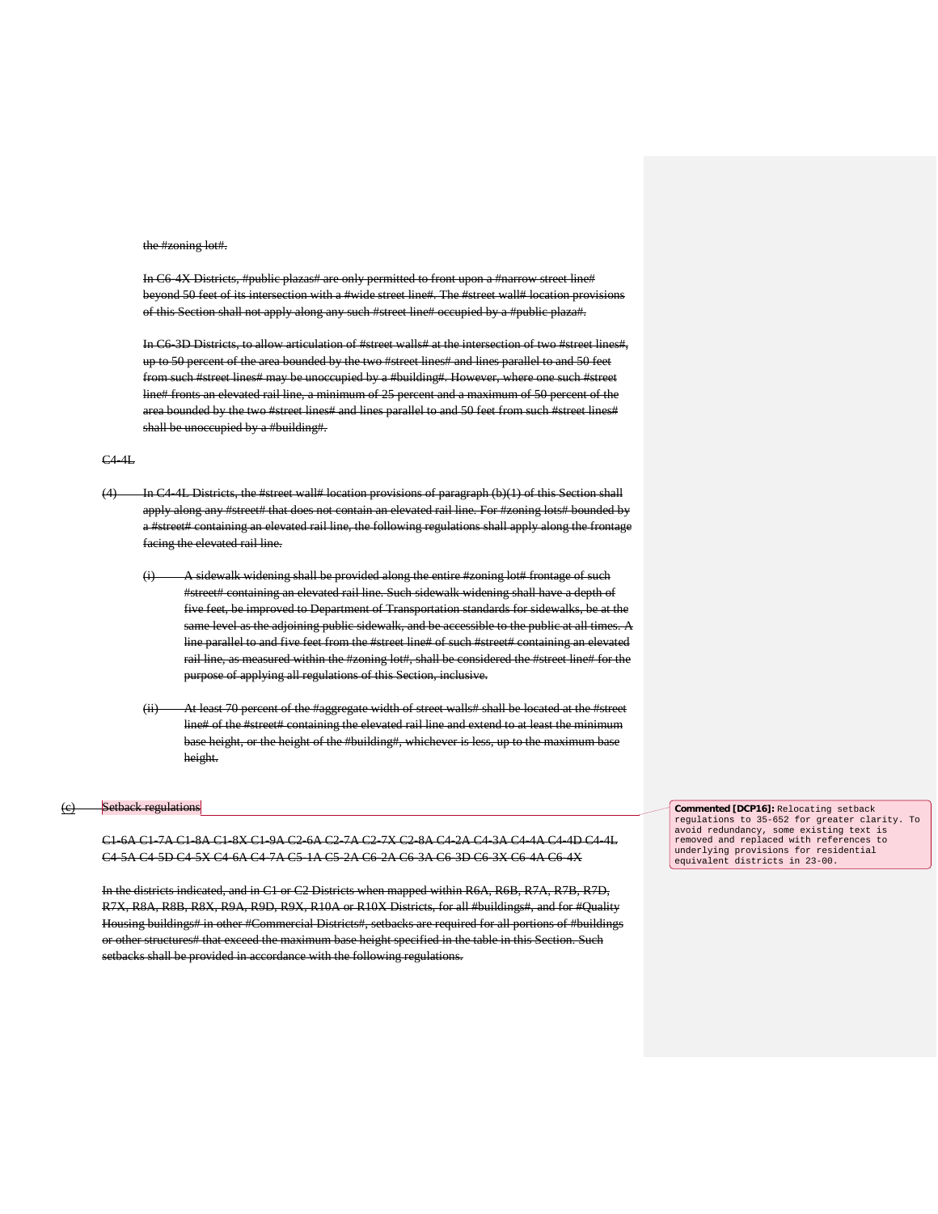the #zoning lot#.

In C6-4X Districts, #public plazas# are only permitted to front upon a #narrow street line# beyond 50 feet of its intersection with a #wide street line#. The #street wall# location provisions of this Section shall not apply along any such #street line# occupied by a #public plaza#.

In C6-3D Districts, to allow articulation of #street walls# at the intersection of two #street lines#, up to 50 percent of the area bounded by the two #street lines# and lines parallel to and 50 feet from such #street lines# may be unoccupied by a #building#. However, where one such #street line# fronts an elevated rail line, a minimum of 25 percent and a maximum of 50 percent of the area bounded by the two #street lines# and lines parallel to and 50 feet from such #street lines# shall be unoccupied by a #building#.

C4-4L

(4) In C4-4L Districts, the #street wall# location provisions of paragraph (b)(1) of this Section shall apply along any #street# that does not contain an elevated rail line. For #zoning lots# bounded by a #street# containing an elevated rail line, the following regulations shall apply along the frontage facing the elevated rail line.

(i) A sidewalk widening shall be provided along the entire #zoning lot# frontage of such #street# containing an elevated rail line. Such sidewalk widening shall have a depth of five feet, be improved to Department of Transportation standards for sidewalks, be at the same level as the adjoining public sidewalk, and be accessible to the public at all times. A line parallel to and five feet from the #street line# of such #street# containing an elevated rail line, as measured within the #zoning lot#, shall be considered the #street line# for the purpose of applying all regulations of this Section, inclusive.

(ii) At least 70 percent of the #aggregate width of street walls# shall be located at the #street line# of the #street# containing the elevated rail line and extend to at least the minimum base height, or the height of the #building#, whichever is less, up to the maximum base height.

(c) Setback regulations

C1-6A C1-7A C1-8A C1-8X C1-9A C2-6A C2-7A C2-7X C2-8A C4-2A C4-3A C4-4A C4-4D C4-4L C4-5A C4-5D C4-5X C4-6A C4-7A C5-1A C5-2A C6-2A C6-3A C6-3D C6-3X C6-4A C6-4X

In the districts indicated, and in C1 or C2 Districts when mapped within R6A, R6B, R7A, R7B, R7D, R7X, R8A, R8B, R8X, R9A, R9D, R9X, R10A or R10X Districts, for all #buildings#, and for #Quality Housing buildings# in other #Commercial Districts#, setbacks are required for all portions of #buildings or other structures# that exceed the maximum base height specified in the table in this Section. Such setbacks shall be provided in accordance with the following regulations.

Commented [DCP16]: Relocating setback regulations to 35-652 for greater clarity. To avoid redundancy, some existing text is removed and replaced with references to underlying provisions for residential equivalent districts in 23-00.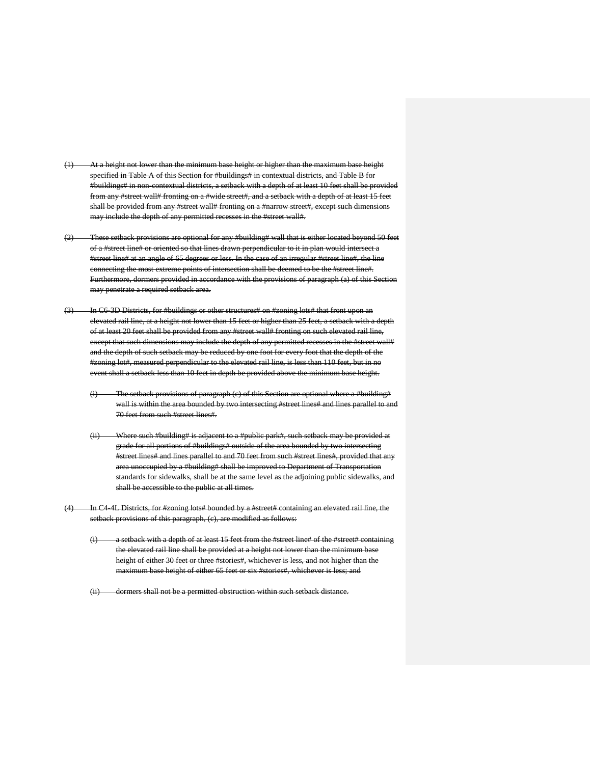~~(1) At a height not lower than the minimum base height or higher than the maximum base height specified in Table A of this Section for #buildings# in contextual districts, and Table B for #buildings# in non-contextual districts, a setback with a depth of at least 10 feet shall be provided from any #street wall# fronting on a #wide street#, and a setback with a depth of at least 15 feet shall be provided from any #street wall# fronting on a #narrow street#, except such dimensions may include the depth of any permitted recesses in the #street wall#.~~

~~(2) These setback provisions are optional for any #building# wall that is either located beyond 50 feet of a #street line# or oriented so that lines drawn perpendicular to it in plan would intersect a #street line# at an angle of 65 degrees or less. In the case of an irregular #street line#, the line connecting the most extreme points of intersection shall be deemed to be the #street line#. Furthermore, dormers provided in accordance with the provisions of paragraph (a) of this Section may penetrate a required setback area.~~

~~(3) In C6-3D Districts, for #buildings or other structures# on #zoning lots# that front upon an elevated rail line, at a height not lower than 15 feet or higher than 25 feet, a setback with a depth of at least 20 feet shall be provided from any #street wall# fronting on such elevated rail line, except that such dimensions may include the depth of any permitted recesses in the #street wall# and the depth of such setback may be reduced by one foot for every foot that the depth of the #zoning lot#, measured perpendicular to the elevated rail line, is less than 110 feet, but in no event shall a setback less than 10 feet in depth be provided above the minimum base height.~~

> ~~(i) The setback provisions of paragraph (c) of this Section are optional where a #building# wall is within the area bounded by two intersecting #street lines# and lines parallel to and 70 feet from such #street lines#.~~
>
> ~~(ii) Where such #building# is adjacent to a #public park#, such setback may be provided at grade for all portions of #buildings# outside of the area bounded by two intersecting #street lines# and lines parallel to and 70 feet from such #street lines#, provided that any area unoccupied by a #building# shall be improved to Department of Transportation standards for sidewalks, shall be at the same level as the adjoining public sidewalks, and shall be accessible to the public at all times.~~

~~(4) In C4-4L Districts, for #zoning lots# bounded by a #street# containing an elevated rail line, the setback provisions of this paragraph, (c), are modified as follows:~~

> ~~(i) a setback with a depth of at least 15 feet from the #street line# of the #street# containing the elevated rail line shall be provided at a height not lower than the minimum base height of either 30 feet or three #stories#, whichever is less, and not higher than the maximum base height of either 65 feet or six #stories#, whichever is less; and~~
>
> ~~(ii) dormers shall not be a permitted obstruction within such setback distance.~~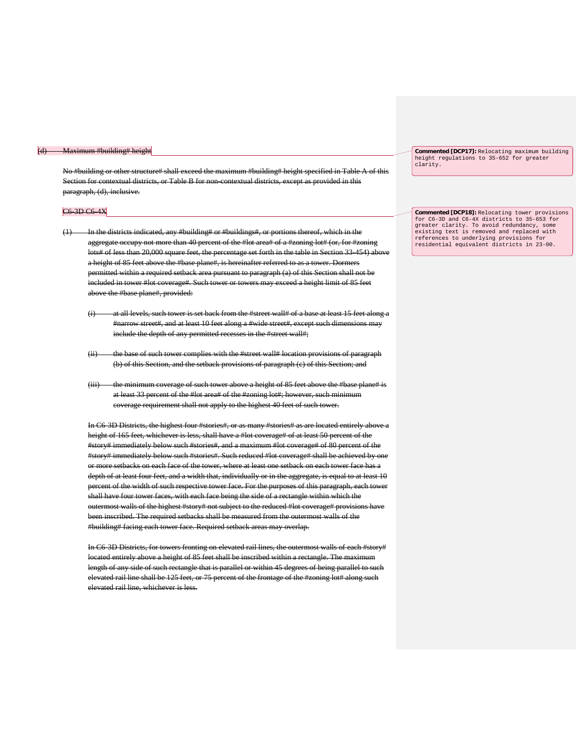~~(d) Maximum #building# height~~

> **Commented [DCP17]:** Relocating maximum building height regulations to 35-652 for greater clarity.

~~No #building or other structure# shall exceed the maximum #building# height specified in Table A of this Section for contextual districts, or Table B for non-contextual districts, except as provided in this paragraph, (d), inclusive.~~

~~C6-3D C6-4X~~

> **Commented [DCP18]:** Relocating tower provisions for C6-3D and C6-4X districts to 35-653 for greater clarity. To avoid redundancy, some existing text is removed and replaced with references to underlying provisions for residential equivalent districts in 23-00.

~~(1) In the districts indicated, any #building# or #buildings#, or portions thereof, which in the aggregate occupy not more than 40 percent of the #lot area# of a #zoning lot# (or, for #zoning lots# of less than 20,000 square feet, the percentage set forth in the table in Section 33-454) above a height of 85 feet above the #base plane#, is hereinafter referred to as a tower. Dormers permitted within a required setback area pursuant to paragraph (a) of this Section shall not be included in tower #lot coverage#. Such tower or towers may exceed a height limit of 85 feet above the #base plane#, provided:~~

~~(i) at all levels, such tower is set back from the #street wall# of a base at least 15 feet along a #narrow street#, and at least 10 feet along a #wide street#, except such dimensions may include the depth of any permitted recesses in the #street wall#;~~

~~(ii) the base of such tower complies with the #street wall# location provisions of paragraph (b) of this Section, and the setback provisions of paragraph (c) of this Section; and~~

~~(iii) the minimum coverage of such tower above a height of 85 feet above the #base plane# is at least 33 percent of the #lot area# of the #zoning lot#; however, such minimum coverage requirement shall not apply to the highest 40 feet of such tower.~~

~~In C6-3D Districts, the highest four #stories#, or as many #stories# as are located entirely above a height of 165 feet, whichever is less, shall have a #lot coverage# of at least 50 percent of the #story# immediately below such #stories#, and a maximum #lot coverage# of 80 percent of the #story# immediately below such #stories#. Such reduced #lot coverage# shall be achieved by one or more setbacks on each face of the tower, where at least one setback on each tower face has a depth of at least four feet, and a width that, individually or in the aggregate, is equal to at least 10 percent of the width of such respective tower face. For the purposes of this paragraph, each tower shall have four tower faces, with each face being the side of a rectangle within which the outermost walls of the highest #story# not subject to the reduced #lot coverage# provisions have been inscribed. The required setbacks shall be measured from the outermost walls of the #building# facing each tower face. Required setback areas may overlap.~~

~~In C6-3D Districts, for towers fronting on elevated rail lines, the outermost walls of each #story# located entirely above a height of 85 feet shall be inscribed within a rectangle. The maximum length of any side of such rectangle that is parallel or within 45 degrees of being parallel to such elevated rail line shall be 125 feet, or 75 percent of the frontage of the #zoning lot# along such elevated rail line, whichever is less.~~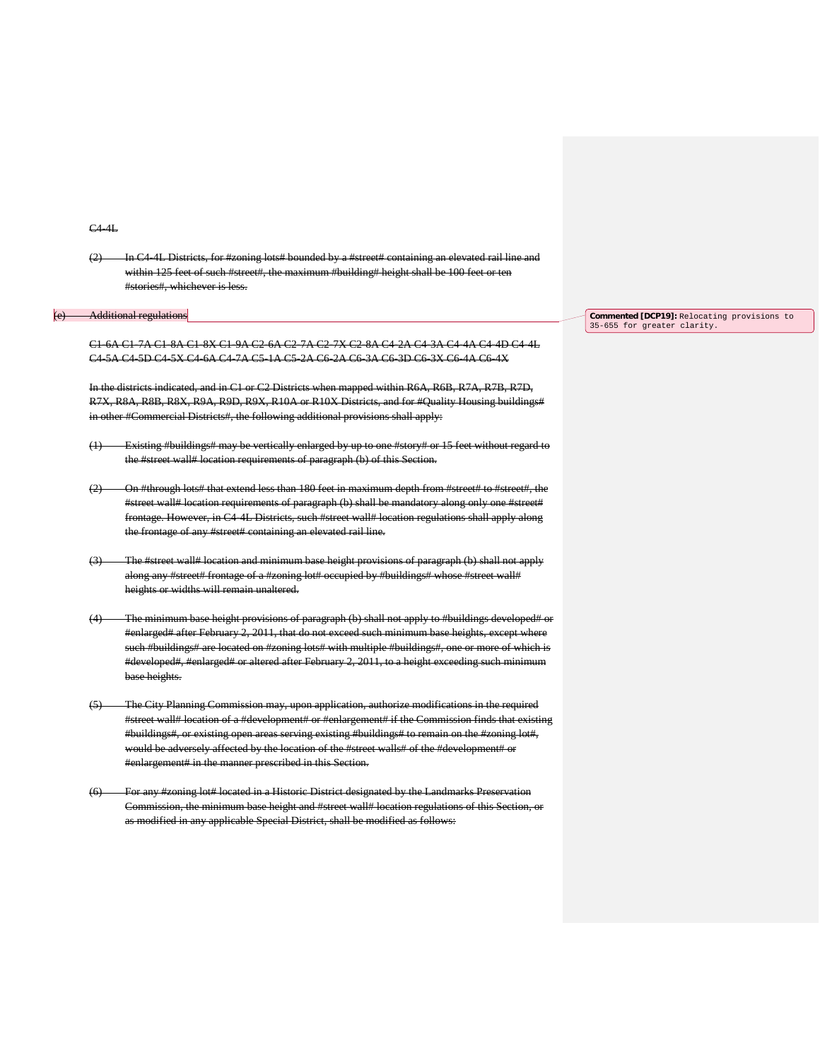~~C4-4L~~

~~(2) In C4-4L Districts, for #zoning lots# bounded by a #street# containing an elevated rail line and within 125 feet of such #street#, the maximum #building# height shall be 100 feet or ten #stories#, whichever is less.~~

~~(c) Additional regulations~~

**Commented [DCP19]:** Relocating provisions to 35-655 for greater clarity.

~~C1-6A C1-7A C1-8A C1-8X C1-9A C2-6A C2-7A C2-7X C2-8A C4-2A C4-3A C4-4A C4-4D C4-4L C4-5A C4-5D C4-5X C4-6A C4-7A C5-1A C5-2A C6-2A C6-3A C6-3D C6-3X C6-4A C6-4X~~

~~In the districts indicated, and in C1 or C2 Districts when mapped within R6A, R6B, R7A, R7B, R7D, R7X, R8A, R8B, R8X, R9A, R9D, R9X, R10A or R10X Districts, and for #Quality Housing buildings# in other #Commercial Districts#, the following additional provisions shall apply:~~

~~(1) Existing #buildings# may be vertically enlarged by up to one #story# or 15 feet without regard to the #street wall# location requirements of paragraph (b) of this Section.~~

~~(2) On #through lots# that extend less than 180 feet in maximum depth from #street# to #street#, the #street wall# location requirements of paragraph (b) shall be mandatory along only one #street# frontage. However, in C4-4L Districts, such #street wall# location regulations shall apply along the frontage of any #street# containing an elevated rail line.~~

~~(3) The #street wall# location and minimum base height provisions of paragraph (b) shall not apply along any #street# frontage of a #zoning lot# occupied by #buildings# whose #street wall# heights or widths will remain unaltered.~~

~~(4) The minimum base height provisions of paragraph (b) shall not apply to #buildings developed# or #enlarged# after February 2, 2011, that do not exceed such minimum base heights, except where such #buildings# are located on #zoning lots# with multiple #buildings#, one or more of which is #developed#, #enlarged# or altered after February 2, 2011, to a height exceeding such minimum base heights.~~

~~(5) The City Planning Commission may, upon application, authorize modifications in the required #street wall# location of a #development# or #enlargement# if the Commission finds that existing #buildings#, or existing open areas serving existing #buildings# to remain on the #zoning lot#, would be adversely affected by the location of the #street walls# of the #development# or #enlargement# in the manner prescribed in this Section.~~

~~(6) For any #zoning lot# located in a Historic District designated by the Landmarks Preservation Commission, the minimum base height and #street wall# location regulations of this Section, or as modified in any applicable Special District, shall be modified as follows:~~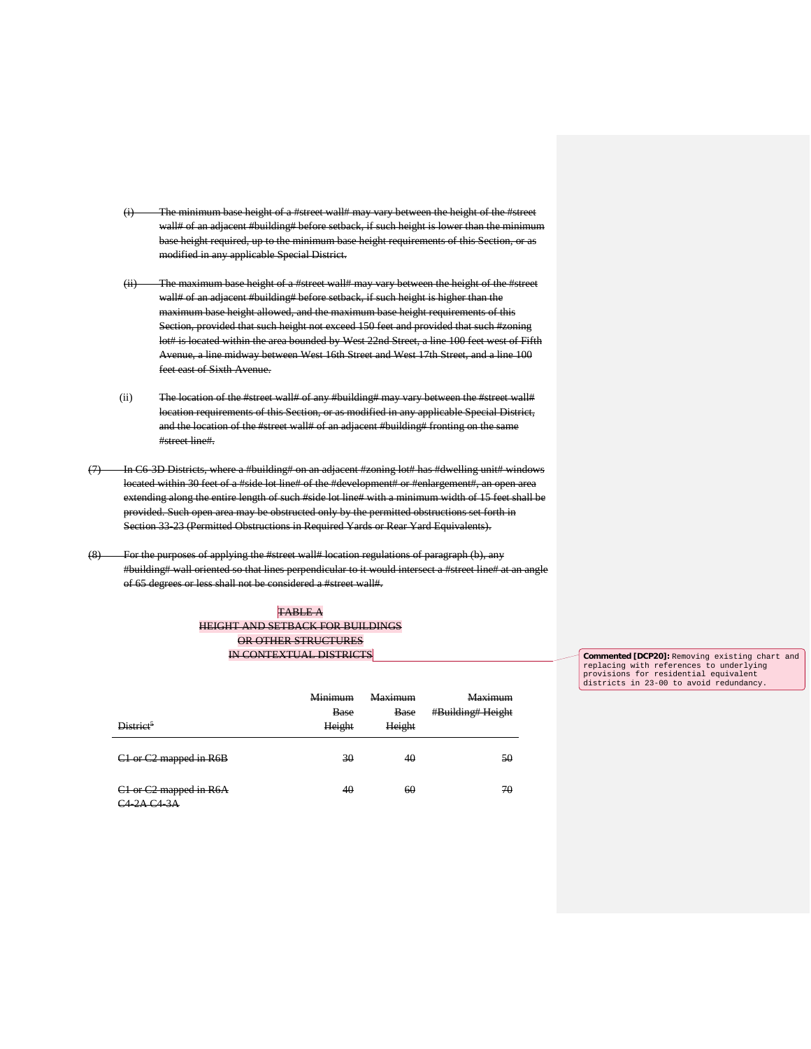(i) The minimum base height of a #street wall# may vary between the height of the #street wall# of an adjacent #building# before setback, if such height is lower than the minimum base height required, up to the minimum base height requirements of this Section, or as modified in any applicable Special District.

(ii) The maximum base height of a #street wall# may vary between the height of the #street wall# of an adjacent #building# before setback, if such height is higher than the maximum base height allowed, and the maximum base height requirements of this Section, provided that such height not exceed 150 feet and provided that such #zoning lot# is located within the area bounded by West 22nd Street, a line 100 feet west of Fifth Avenue, a line midway between West 16th Street and West 17th Street, and a line 100 feet east of Sixth Avenue.

(ii) The location of the #street wall# of any #building# may vary between the #street wall# location requirements of this Section, or as modified in any applicable Special District, and the location of the #street wall# of an adjacent #building# fronting on the same #street line#.

(7) In C6-3D Districts, where a #building# on an adjacent #zoning lot# has #dwelling unit# windows located within 30 feet of a #side lot line# of the #development# or #enlargement#, an open area extending along the entire length of such #side lot line# with a minimum width of 15 feet shall be provided. Such open area may be obstructed only by the permitted obstructions set forth in Section 33-23 (Permitted Obstructions in Required Yards or Rear Yard Equivalents).

(8) For the purposes of applying the #street wall# location regulations of paragraph (b), any #building# wall oriented so that lines perpendicular to it would intersect a #street line# at an angle of 65 degrees or less shall not be considered a #street wall#.

TABLE A
HEIGHT AND SETBACK FOR BUILDINGS
OR OTHER STRUCTURES
IN CONTEXTUAL DISTRICTS

**Commented [DCP20]:** Removing existing chart and replacing with references to underlying provisions for residential equivalent districts in 23-00 to avoid redundancy.

| District[5] | Minimum Base Height | Maximum Base Height | Maximum #Building# Height |
|---|---|---|---|
| C1 or C2 mapped in R6B | 30 | 40 | 50 |
| C1 or C2 mapped in R6A C4-2A C4-3A | 40 | 60 | 70 |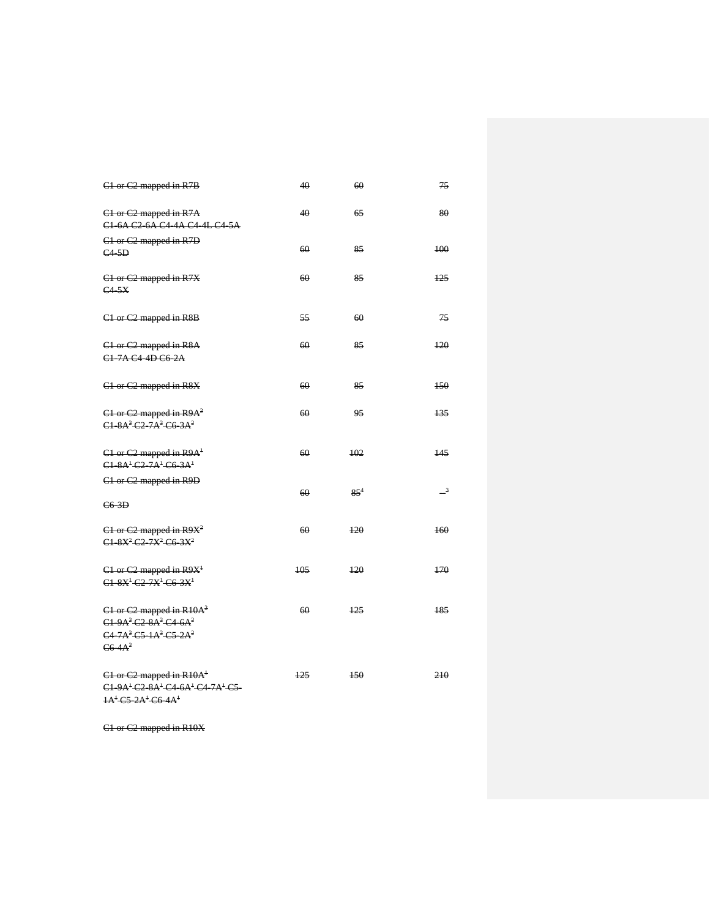| | | | |
|---|---|---|---|
| ~~C1 or C2 mapped in R7B~~ | ~~40~~ | ~~60~~ | ~~75~~ |
| ~~C1 or C2 mapped in R7A~~ ~~C1-6A C2-6A C4-4A C4-4L C4-5A~~ | ~~40~~ | ~~65~~ | ~~80~~ |
| ~~C1 or C2 mapped in R7D~~ ~~C4-5D~~ | ~~60~~ | ~~85~~ | ~~100~~ |
| ~~C1 or C2 mapped in R7X~~ ~~C4-5X~~ | ~~60~~ | ~~85~~ | ~~125~~ |
| ~~C1 or C2 mapped in R8B~~ | ~~55~~ | ~~60~~ | ~~75~~ |
| ~~C1 or C2 mapped in R8A~~ ~~C1-7A C4-4D C6-2A~~ | ~~60~~ | ~~85~~ | ~~120~~ |
| ~~C1 or C2 mapped in R8X~~ | ~~60~~ | ~~85~~ | ~~150~~ |
| ~~C1 or C2 mapped in R9A[2]~~ ~~C1-8A[2] C2-7A[2] C6-3A[2]~~ | ~~60~~ | ~~95~~ | ~~135~~ |
| ~~C1 or C2 mapped in R9A[1]~~ ~~C1-8A[1] C2-7A[1] C6-3A[1]~~ | ~~60~~ | ~~102~~ | ~~145~~ |
| ~~C1 or C2 mapped in R9D~~ ~~C6-3D~~ | ~~60~~ | ~~85[4]~~ | ~~—[3]~~ |
| ~~C1 or C2 mapped in R9X[2]~~ ~~C1-8X[2] C2-7X[2] C6-3X[2]~~ | ~~60~~ | ~~120~~ | ~~160~~ |
| ~~C1 or C2 mapped in R9X[1]~~ ~~C1-8X[1] C2-7X[1] C6-3X[1]~~ | ~~105~~ | ~~120~~ | ~~170~~ |
| ~~C1 or C2 mapped in R10A[2]~~ ~~C1-9A[2] C2-8A[2] C4-6A[2] C4-7A[2] C5-1A[2] C5-2A[2] C6-4A[2]~~ | ~~60~~ | ~~125~~ | ~~185~~ |
| ~~C1 or C2 mapped in R10A[1]~~ ~~C1-9A[1] C2-8A[1] C4-6A[1] C4-7A[1] C5-1A[1] C5-2A[1] C6-4A[1]~~ | ~~125~~ | ~~150~~ | ~~210~~ |
| ~~C1 or C2 mapped in R10X~~ | | | |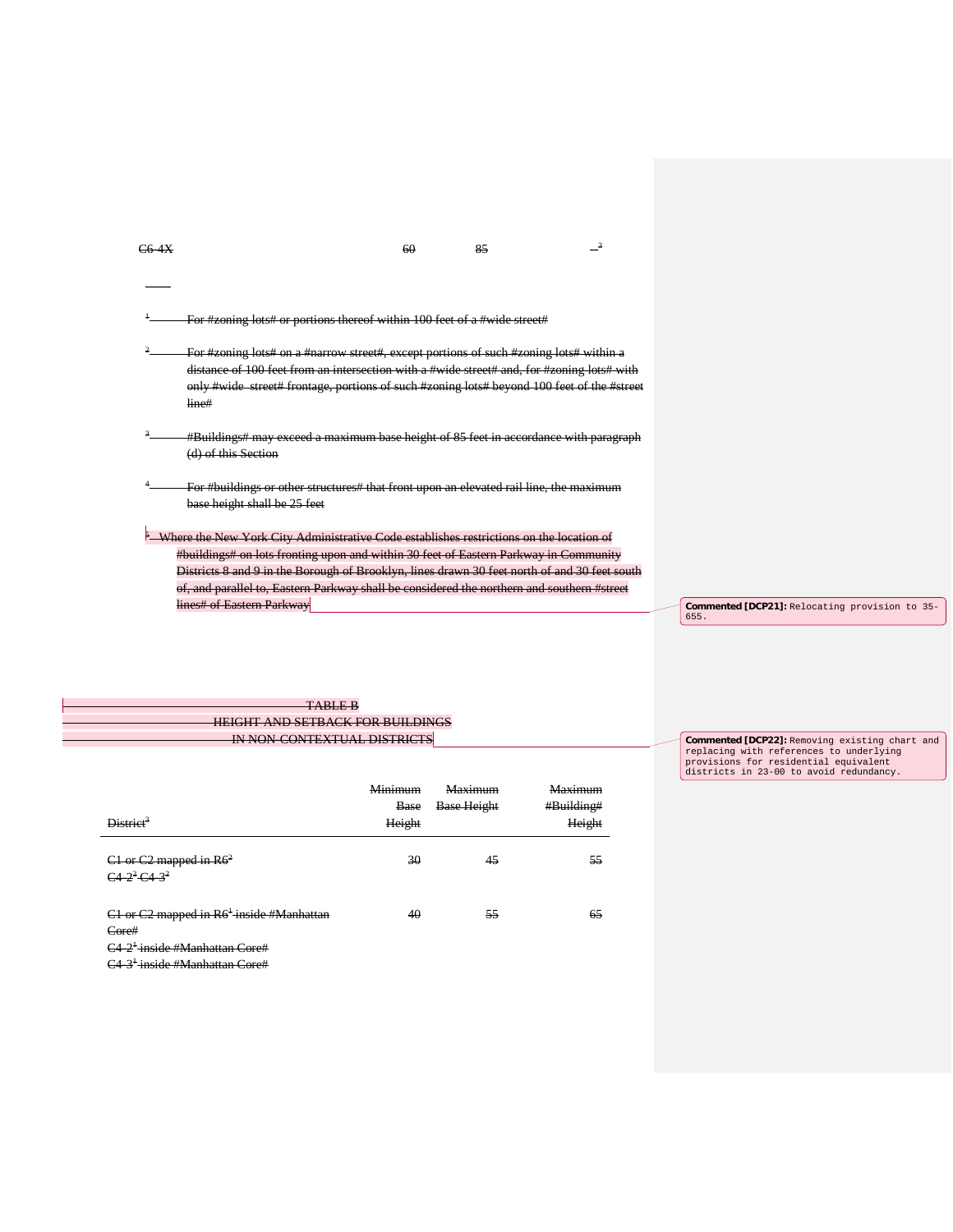| | | | |
|---|---|---|---|
| C6-4X | 60 | 85 | –[3] |

---

[1] For #zoning lots# or portions thereof within 100 feet of a #wide street#

[2] For #zoning lots# on a #narrow street#, except portions of such #zoning lots# within a distance of 100 feet from an intersection with a #wide street# and, for #zoning lots# with only #wide street# frontage, portions of such #zoning lots# beyond 100 feet of the #street line#

[3] #Buildings# may exceed a maximum base height of 85 feet in accordance with paragraph (d) of this Section

[4] For #buildings or other structures# that front upon an elevated rail line, the maximum base height shall be 25 feet

[5] Where the New York City Administrative Code establishes restrictions on the location of #buildings# on lots fronting upon and within 30 feet of Eastern Parkway in Community Districts 8 and 9 in the Borough of Brooklyn, lines drawn 30 feet north of and 30 feet south of, and parallel to, Eastern Parkway shall be considered the northern and southern #street lines# of Eastern Parkway

**Commented [DCP21]:** Relocating provision to 35-655.

TABLE B
HEIGHT AND SETBACK FOR BUILDINGS
IN NON-CONTEXTUAL DISTRICTS

**Commented [DCP22]:** Removing existing chart and replacing with references to underlying provisions for residential equivalent districts in 23-00 to avoid redundancy.

| District[3] | Minimum Base Height | Maximum Base Height | Maximum #Building# Height |
|---|---|---|---|
| C1 or C2 mapped in R6[2]<br>C4-2[2] C4-3[2] | 30 | 45 | 55 |
| C1 or C2 mapped in R6[1] inside #Manhattan Core#<br>C4-2[1] inside #Manhattan Core#<br>C4-3[1] inside #Manhattan Core# | 40 | 55 | 65 |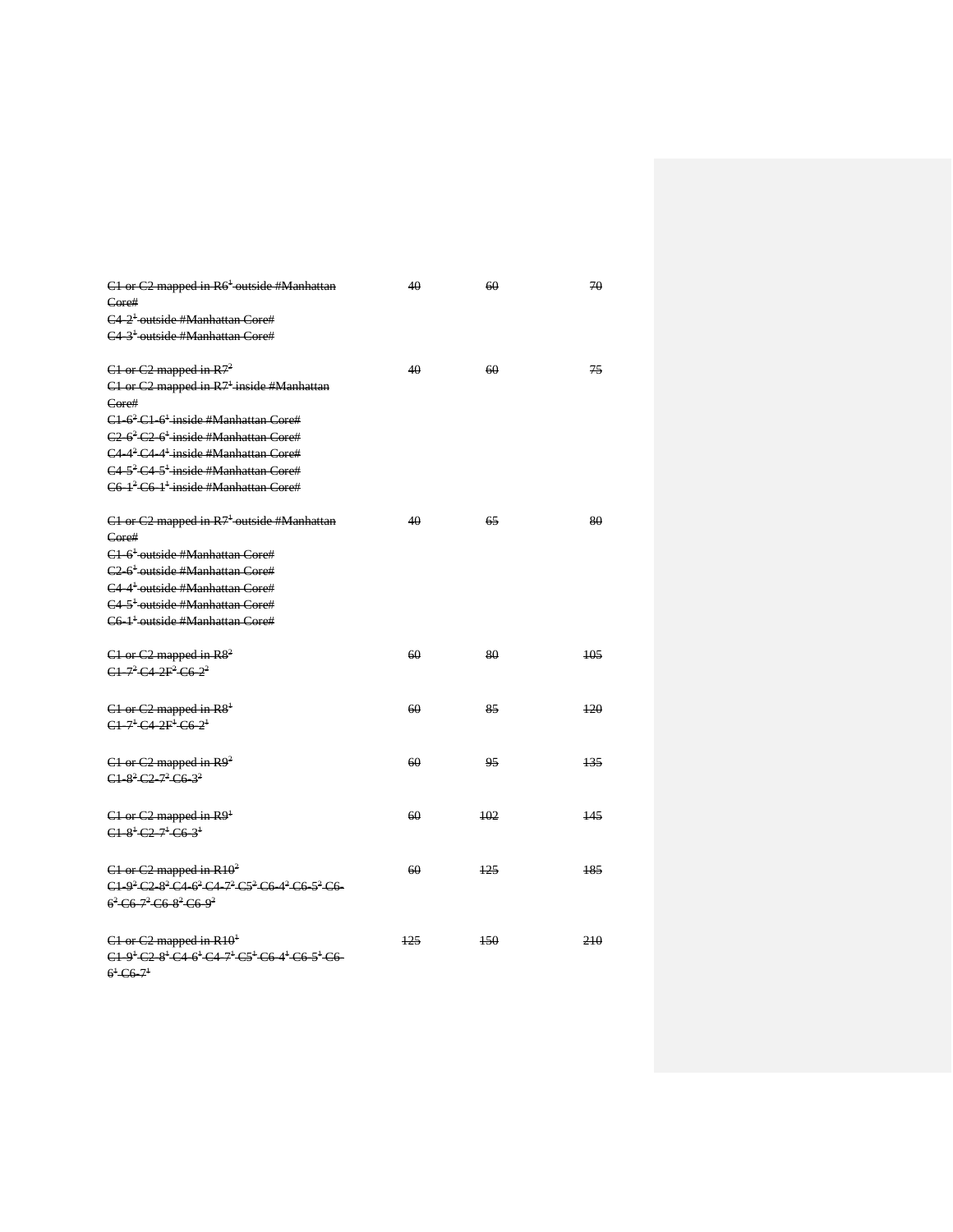| | | | |
|---|---|---|---|
| ~~C1 or C2 mapped in R6[1] outside #Manhattan Core#~~<br>~~C4-2[1] outside #Manhattan Core#~~<br>~~C4-3[1] outside #Manhattan Core#~~ | ~~40~~ | ~~60~~ | ~~70~~ |
| ~~C1 or C2 mapped in R7[2]~~<br>~~C1 or C2 mapped in R7[1] inside #Manhattan Core#~~<br>~~C1-6[2] C1-6[1] inside #Manhattan Core#~~<br>~~C2-6[2] C2-6[1] inside #Manhattan Core#~~<br>~~C4-4[2] C4-4[1] inside #Manhattan Core#~~<br>~~C4-5[2] C4-5[1] inside #Manhattan Core#~~<br>~~C6-1[2] C6-1[1] inside #Manhattan Core#~~ | ~~40~~ | ~~60~~ | ~~75~~ |
| ~~C1 or C2 mapped in R7[1] outside #Manhattan Core#~~<br>~~C1-6[1] outside #Manhattan Core#~~<br>~~C2-6[1] outside #Manhattan Core#~~<br>~~C4-4[1] outside #Manhattan Core#~~<br>~~C4-5[1] outside #Manhattan Core#~~<br>~~C6-1[1] outside #Manhattan Core#~~ | ~~40~~ | ~~65~~ | ~~80~~ |
| ~~C1 or C2 mapped in R8[2]~~<br>~~C1-7[2] C4-2F[2] C6-2[2]~~ | ~~60~~ | ~~80~~ | ~~105~~ |
| ~~C1 or C2 mapped in R8[1]~~<br>~~C1-7[1] C4-2F[1] C6-2[1]~~ | ~~60~~ | ~~85~~ | ~~120~~ |
| ~~C1 or C2 mapped in R9[2]~~<br>~~C1-8[2] C2-7[2] C6-3[2]~~ | ~~60~~ | ~~95~~ | ~~135~~ |
| ~~C1 or C2 mapped in R9[1]~~<br>~~C1-8[1] C2-7[1] C6-3[1]~~ | ~~60~~ | ~~102~~ | ~~145~~ |
| ~~C1 or C2 mapped in R10[2]~~<br>~~C1-9[2] C2-8[2] C4-6[2] C4-7[2] C5[2] C6-4[2] C6-5[2] C6-6[2] C6-7[2] C6-8[2] C6-9[2]~~ | ~~60~~ | ~~125~~ | ~~185~~ |
| ~~C1 or C2 mapped in R10[1]~~<br>~~C1-9[1] C2-8[1] C4-6[1] C4-7[1] C5[1] C6-4[1] C6-5[1] C6-6[1] C6-7[1]~~ | ~~125~~ | ~~150~~ | ~~210~~ |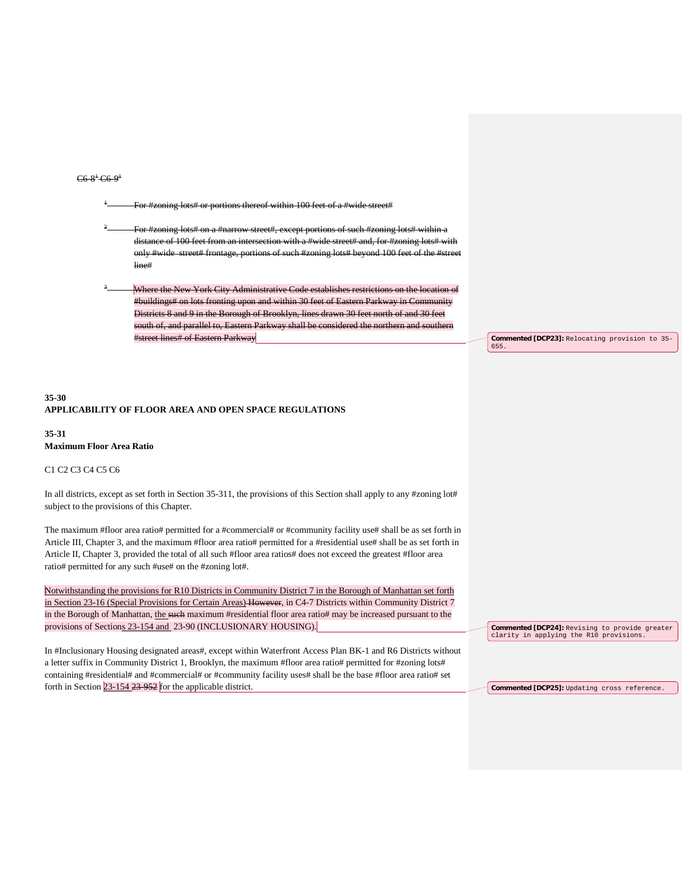~~C6-8[1] C6-9[1]~~

~~[1] For #zoning lots# or portions thereof within 100 feet of a #wide street#~~

~~[2] For #zoning lots# on a #narrow street#, except portions of such #zoning lots# within a distance of 100 feet from an intersection with a #wide street# and, for #zoning lots# with only #wide street# frontage, portions of such #zoning lots# beyond 100 feet of the #street line#~~

~~[3] Where the New York City Administrative Code establishes restrictions on the location of #buildings# on lots fronting upon and within 30 feet of Eastern Parkway in Community Districts 8 and 9 in the Borough of Brooklyn, lines drawn 30 feet north of and 30 feet south of, and parallel to, Eastern Parkway shall be considered the northern and southern #street lines# of Eastern Parkway~~

**Commented [DCP23]:** Relocating provision to 35-655.

**35-30**
**APPLICABILITY OF FLOOR AREA AND OPEN SPACE REGULATIONS**

**35-31**
**Maximum Floor Area Ratio**

C1 C2 C3 C4 C5 C6

In all districts, except as set forth in Section 35-311, the provisions of this Section shall apply to any #zoning lot# subject to the provisions of this Chapter.

The maximum #floor area ratio# permitted for a #commercial# or #community facility use# shall be as set forth in Article III, Chapter 3, and the maximum #floor area ratio# permitted for a #residential use# shall be as set forth in Article II, Chapter 3, provided the total of all such #floor area ratios# does not exceed the greatest #floor area ratio# permitted for any such #use# on the #zoning lot#.

Notwithstanding the provisions for R10 Districts in Community District 7 in the Borough of Manhattan set forth in Section 23-16 (Special Provisions for Certain Areas) ~~However~~, in C4-7 Districts within Community District 7 in the Borough of Manhattan, the ~~such~~ maximum #residential floor area ratio# may be increased pursuant to the provisions of Sections 23-154 and 23-90 (INCLUSIONARY HOUSING).

**Commented [DCP24]:** Revising to provide greater clarity in applying the R10 provisions.

In #Inclusionary Housing designated areas#, except within Waterfront Access Plan BK-1 and R6 Districts without a letter suffix in Community District 1, Brooklyn, the maximum #floor area ratio# permitted for #zoning lots# containing #residential# and #commercial# or #community facility uses# shall be the base #floor area ratio# set forth in Section 23-154 ~~23-952~~ for the applicable district.

**Commented [DCP25]:** Updating cross reference.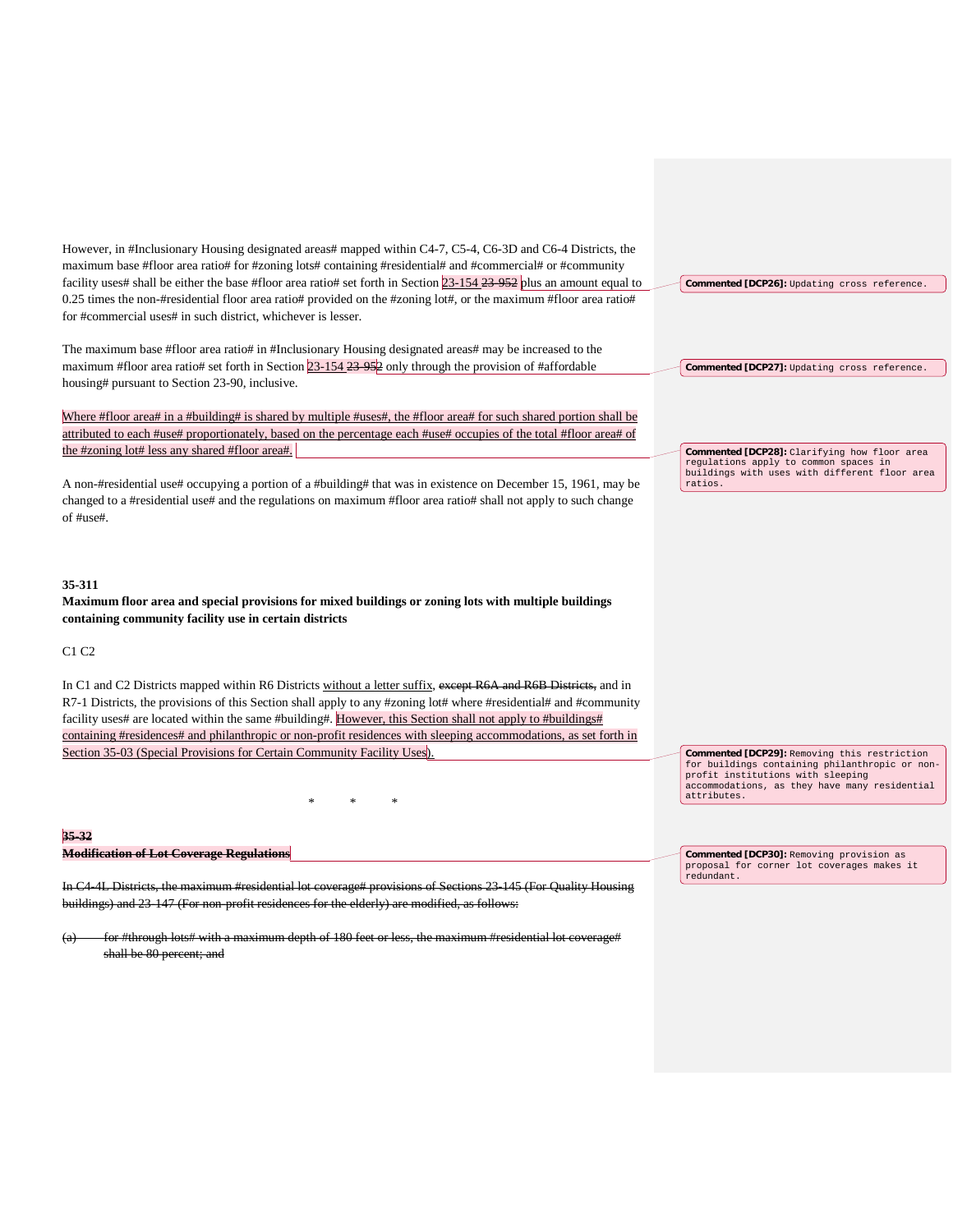However, in #Inclusionary Housing designated areas# mapped within C4-7, C5-4, C6-3D and C6-4 Districts, the maximum base #floor area ratio# for #zoning lots# containing #residential# and #commercial# or #community facility uses# shall be either the base #floor area ratio# set forth in Section 23-154 ~~23-952~~ plus an amount equal to 0.25 times the non-#residential floor area ratio# provided on the #zoning lot#, or the maximum #floor area ratio# for #commercial uses# in such district, whichever is lesser.

The maximum base #floor area ratio# in #Inclusionary Housing designated areas# may be increased to the maximum #floor area ratio# set forth in Section 23-154 ~~23-952~~ only through the provision of #affordable housing# pursuant to Section 23-90, inclusive.

Where #floor area# in a #building# is shared by multiple #uses#, the #floor area# for such shared portion shall be attributed to each #use# proportionately, based on the percentage each #use# occupies of the total #floor area# of the #zoning lot# less any shared #floor area#.

A non-#residential use# occupying a portion of a #building# that was in existence on December 15, 1961, may be changed to a #residential use# and the regulations on maximum #floor area ratio# shall not apply to such change of #use#.

**35-311**
**Maximum floor area and special provisions for mixed buildings or zoning lots with multiple buildings containing community facility use in certain districts**

C1 C2

In C1 and C2 Districts mapped within R6 Districts without a letter suffix, ~~except R6A and R6B Districts,~~ and in R7-1 Districts, the provisions of this Section shall apply to any #zoning lot# where #residential# and #community facility uses# are located within the same #building#. However, this Section shall not apply to #buildings# containing #residences# and philanthropic or non-profit residences with sleeping accommodations, as set forth in Section 35-03 (Special Provisions for Certain Community Facility Uses).

\* \* \*

~~**35-32**~~
~~**Modification of Lot Coverage Regulations**~~

~~In C4-4L Districts, the maximum #residential lot coverage# provisions of Sections 23-145 (For Quality Housing buildings) and 23-147 (For non-profit residences for the elderly) are modified, as follows:~~

~~(a) for #through lots# with a maximum depth of 180 feet or less, the maximum #residential lot coverage# shall be 80 percent; and~~

**Commented [DCP26]:** Updating cross reference.

**Commented [DCP27]:** Updating cross reference.

**Commented [DCP28]:** Clarifying how floor area regulations apply to common spaces in buildings with uses with different floor area ratios.

**Commented [DCP29]:** Removing this restriction for buildings containing philanthropic or non-profit institutions with sleeping accommodations, as they have many residential attributes.

**Commented [DCP30]:** Removing provision as proposal for corner lot coverages makes it redundant.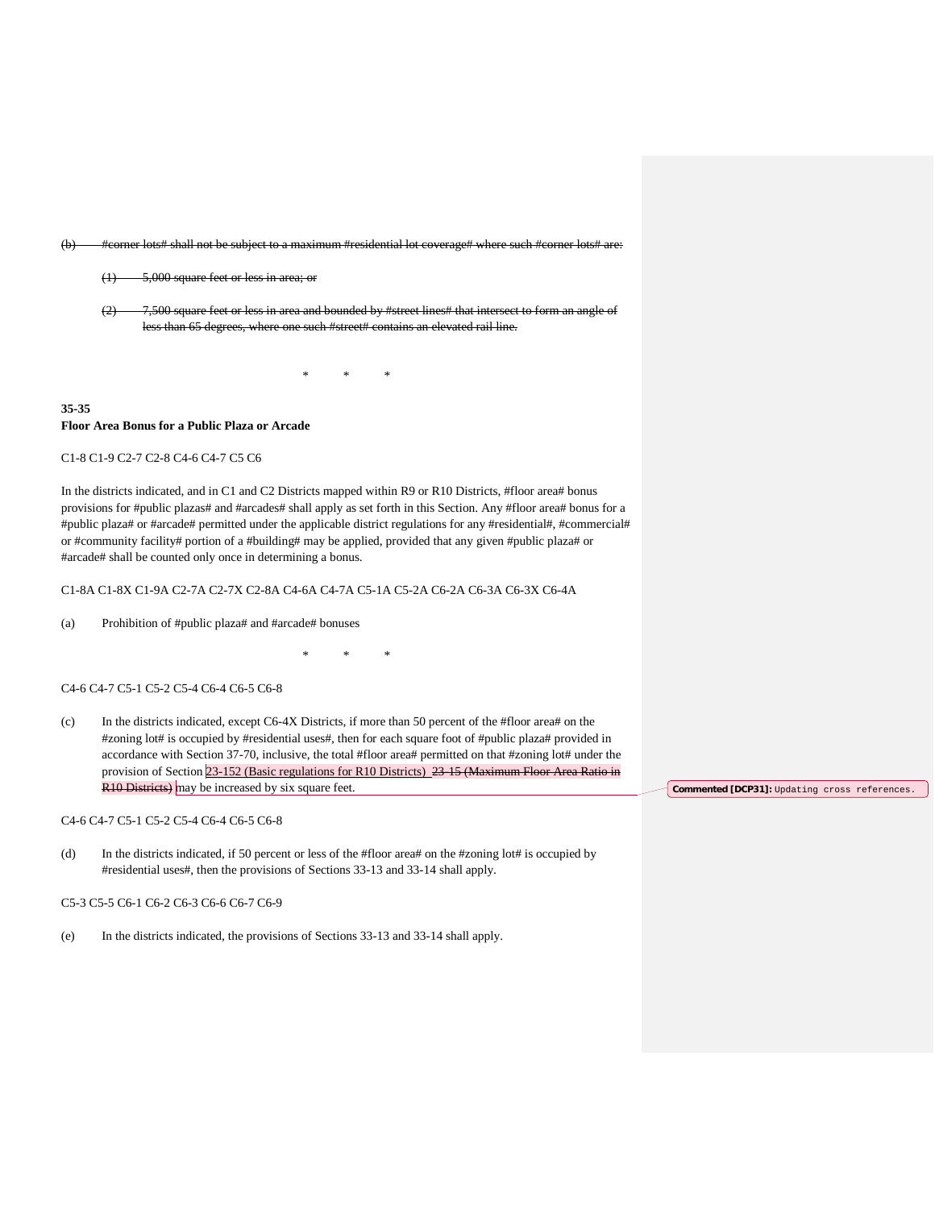~~(b) #corner lots# shall not be subject to a maximum #residential lot coverage# where such #corner lots# are:~~

~~(1) 5,000 square feet or less in area; or~~

~~(2) 7,500 square feet or less in area and bounded by #street lines# that intersect to form an angle of less than 65 degrees, where one such #street# contains an elevated rail line.~~

\* \* \*

**35-35**
**Floor Area Bonus for a Public Plaza or Arcade**

C1-8 C1-9 C2-7 C2-8 C4-6 C4-7 C5 C6

In the districts indicated, and in C1 and C2 Districts mapped within R9 or R10 Districts, #floor area# bonus provisions for #public plazas# and #arcades# shall apply as set forth in this Section. Any #floor area# bonus for a #public plaza# or #arcade# permitted under the applicable district regulations for any #residential#, #commercial# or #community facility# portion of a #building# may be applied, provided that any given #public plaza# or #arcade# shall be counted only once in determining a bonus.

C1-8A C1-8X C1-9A C2-7A C2-7X C2-8A C4-6A C4-7A C5-1A C5-2A C6-2A C6-3A C6-3X C6-4A

(a) Prohibition of #public plaza# and #arcade# bonuses

\* \* \*

C4-6 C4-7 C5-1 C5-2 C5-4 C6-4 C6-5 C6-8

(c) In the districts indicated, except C6-4X Districts, if more than 50 percent of the #floor area# on the #zoning lot# is occupied by #residential uses#, then for each square foot of #public plaza# provided in accordance with Section 37-70, inclusive, the total #floor area# permitted on that #zoning lot# under the provision of Section <u>23-152 (Basic regulations for R10 Districts)</u> ~~23-15 (Maximum Floor Area Ratio in R10 Districts)~~ may be increased by six square feet.

> **Commented [DCP31]:** Updating cross references.

C4-6 C4-7 C5-1 C5-2 C5-4 C6-4 C6-5 C6-8

(d) In the districts indicated, if 50 percent or less of the #floor area# on the #zoning lot# is occupied by #residential uses#, then the provisions of Sections 33-13 and 33-14 shall apply.

C5-3 C5-5 C6-1 C6-2 C6-3 C6-6 C6-7 C6-9

(e) In the districts indicated, the provisions of Sections 33-13 and 33-14 shall apply.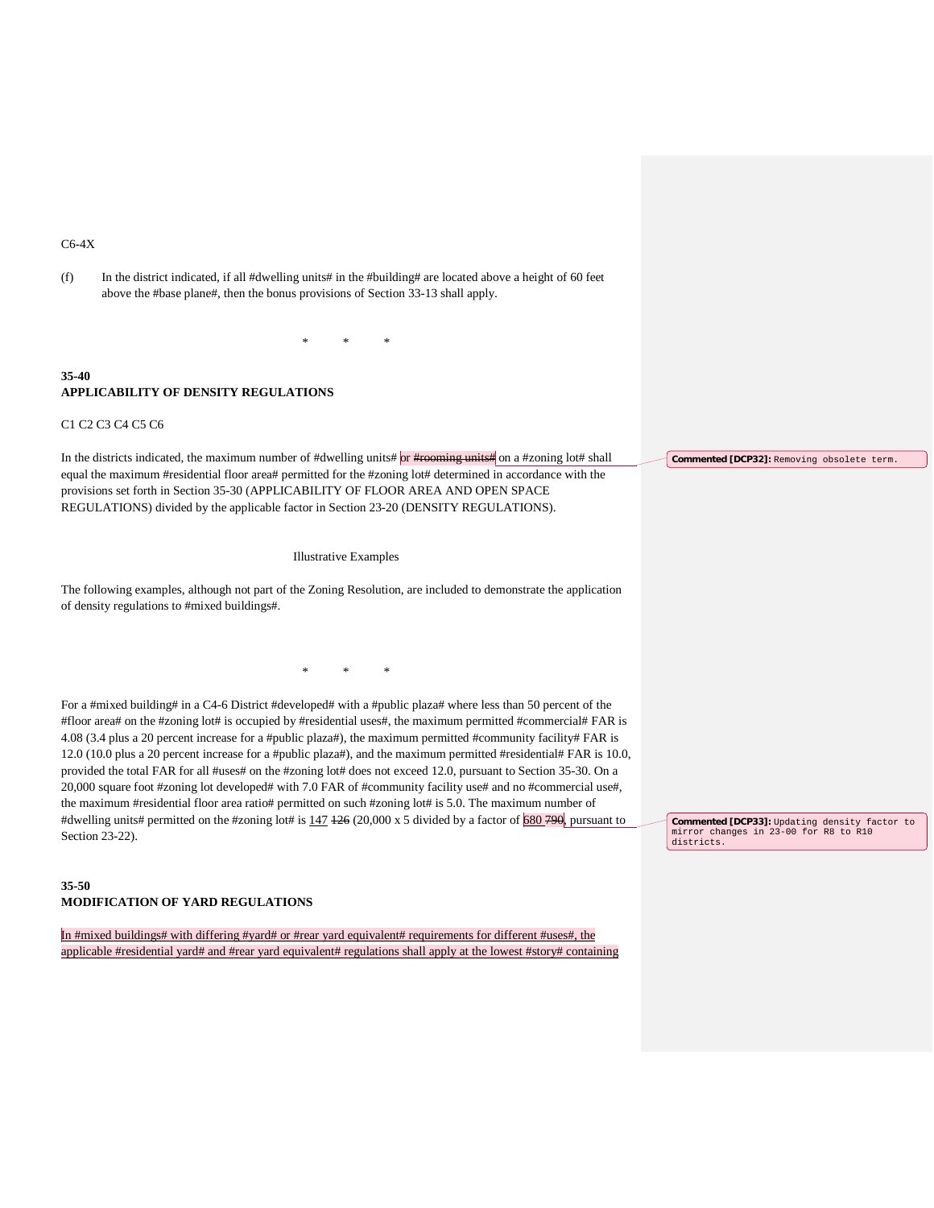C6-4X

(f) In the district indicated, if all #dwelling units# in the #building# are located above a height of 60 feet above the #base plane#, then the bonus provisions of Section 33-13 shall apply.

\* \* \*

**35-40**
**APPLICABILITY OF DENSITY REGULATIONS**

C1 C2 C3 C4 C5 C6

In the districts indicated, the maximum number of #dwelling units# ~~or #rooming units#~~ on a #zoning lot# shall equal the maximum #residential floor area# permitted for the #zoning lot# determined in accordance with the provisions set forth in Section 35-30 (APPLICABILITY OF FLOOR AREA AND OPEN SPACE REGULATIONS) divided by the applicable factor in Section 23-20 (DENSITY REGULATIONS).

**Commented [DCP32]:** Removing obsolete term.

Illustrative Examples

The following examples, although not part of the Zoning Resolution, are included to demonstrate the application of density regulations to #mixed buildings#.

\* \* \*

For a #mixed building# in a C4-6 District #developed# with a #public plaza# where less than 50 percent of the #floor area# on the #zoning lot# is occupied by #residential uses#, the maximum permitted #commercial# FAR is 4.08 (3.4 plus a 20 percent increase for a #public plaza#), the maximum permitted #community facility# FAR is 12.0 (10.0 plus a 20 percent increase for a #public plaza#), and the maximum permitted #residential# FAR is 10.0, provided the total FAR for all #uses# on the #zoning lot# does not exceed 12.0, pursuant to Section 35-30. On a 20,000 square foot #zoning lot# developed# with 7.0 FAR of #community facility use# and no #commercial use#, the maximum #residential floor area ratio# permitted on such #zoning lot# is 5.0. The maximum number of #dwelling units# permitted on the #zoning lot# is <u>147</u> ~~126~~ (20,000 x 5 divided by a factor of <u>680</u> ~~790~~, pursuant to Section 23-22).

**Commented [DCP33]:** Updating density factor to mirror changes in 23-00 for R8 to R10 districts.

**35-50**
**MODIFICATION OF YARD REGULATIONS**

<u>In #mixed buildings# with differing #yard# or #rear yard equivalent# requirements for different #uses#, the applicable #residential yard# and #rear yard equivalent# regulations shall apply at the lowest #story# containing</u>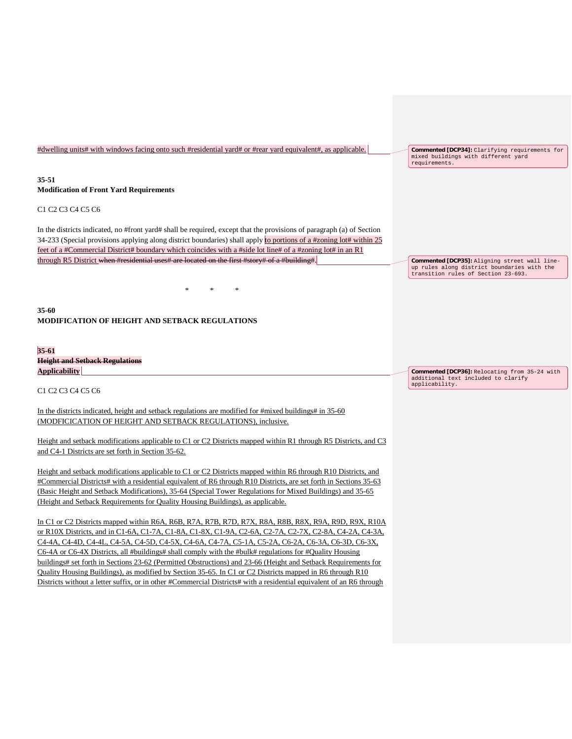#dwelling units# with windows facing onto such #residential yard# or #rear yard equivalent#, as applicable.

> **Commented [DCP34]:** Clarifying requirements for mixed buildings with different yard requirements.

**35-51**
**Modification of Front Yard Requirements**

C1 C2 C3 C4 C5 C6

In the districts indicated, no #front yard# shall be required, except that the provisions of paragraph (a) of Section 34-233 (Special provisions applying along district boundaries) shall apply to portions of a #zoning lot# within 25 feet of a #Commercial District# boundary which coincides with a #side lot line# of a #zoning lot# in an R1 through R5 District ~~when #residential uses# are located on the first #story# of a #building#~~.

> **Commented [DCP35]:** Aligning street wall line-up rules along district boundaries with the transition rules of Section 23-693.

\* \* \*

**35-60**
**MODIFICATION OF HEIGHT AND SETBACK REGULATIONS**

**35-61**
~~**Height and Setback Regulations**~~
**Applicability**

> **Commented [DCP36]:** Relocating from 35-24 with additional text included to clarify applicability.

C1 C2 C3 C4 C5 C6

In the districts indicated, height and setback regulations are modified for #mixed buildings# in 35-60 (MODFICICATION OF HEIGHT AND SETBACK REGULATIONS), inclusive.

Height and setback modifications applicable to C1 or C2 Districts mapped within R1 through R5 Districts, and C3 and C4-1 Districts are set forth in Section 35-62.

Height and setback modifications applicable to C1 or C2 Districts mapped within R6 through R10 Districts, and #Commercial Districts# with a residential equivalent of R6 through R10 Districts, are set forth in Sections 35-63 (Basic Height and Setback Modifications), 35-64 (Special Tower Regulations for Mixed Buildings) and 35-65 (Height and Setback Requirements for Quality Housing Buildings), as applicable.

In C1 or C2 Districts mapped within R6A, R6B, R7A, R7B, R7D, R7X, R8A, R8B, R8X, R9A, R9D, R9X, R10A or R10X Districts, and in C1-6A, C1-7A, C1-8A, C1-8X, C1-9A, C2-6A, C2-7A, C2-7X, C2-8A, C4-2A, C4-3A, C4-4A, C4-4D, C4-4L, C4-5A, C4-5D, C4-5X, C4-6A, C4-7A, C5-1A, C5-2A, C6-2A, C6-3A, C6-3D, C6-3X, C6-4A or C6-4X Districts, all #buildings# shall comply with the #bulk# regulations for #Quality Housing buildings# set forth in Sections 23-62 (Permitted Obstructions) and 23-66 (Height and Setback Requirements for Quality Housing Buildings), as modified by Section 35-65. In C1 or C2 Districts mapped in R6 through R10 Districts without a letter suffix, or in other #Commercial Districts# with a residential equivalent of an R6 through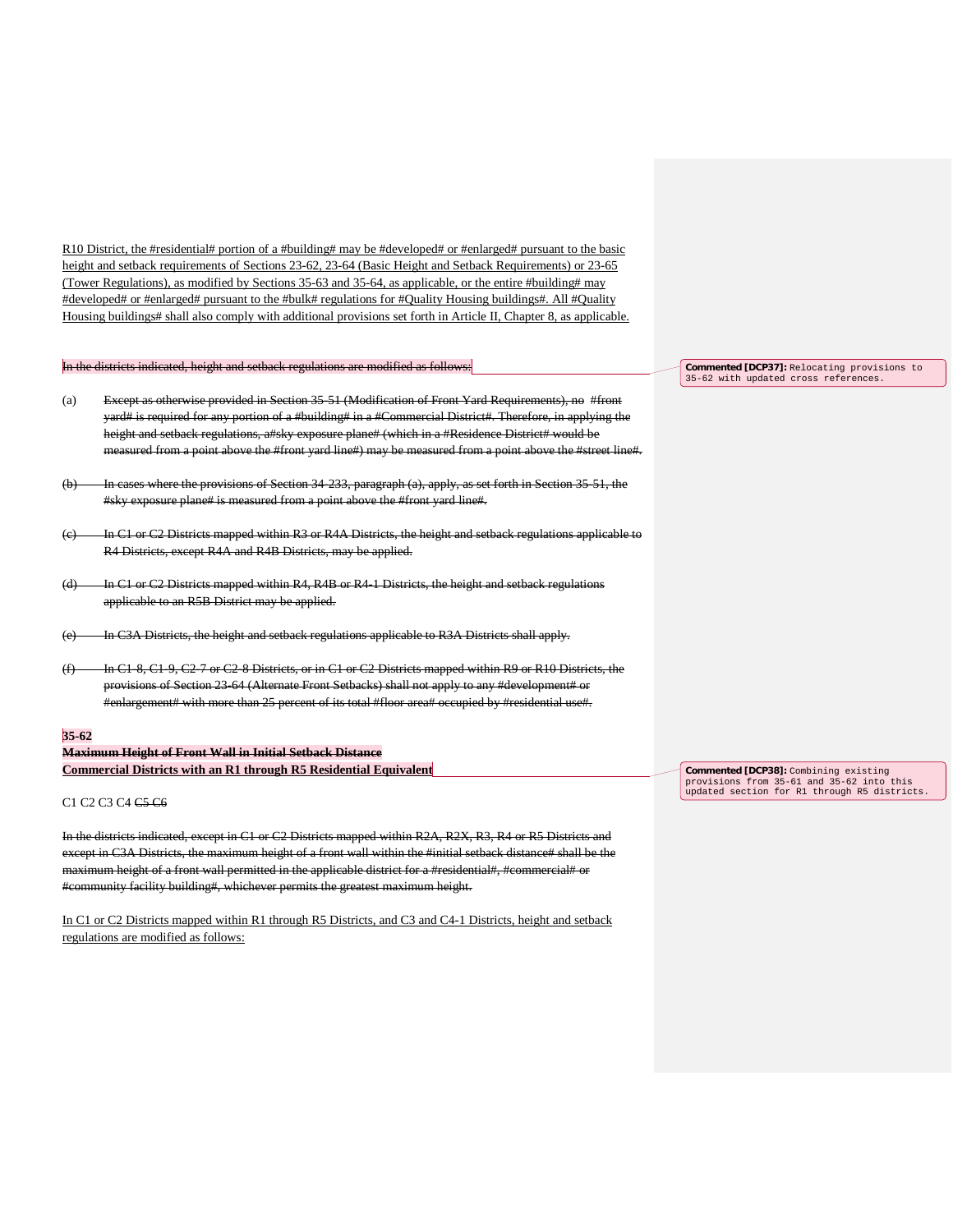R10 District, the #residential# portion of a #building# may be #developed# or #enlarged# pursuant to the basic height and setback requirements of Sections 23-62, 23-64 (Basic Height and Setback Requirements) or 23-65 (Tower Regulations), as modified by Sections 35-63 and 35-64, as applicable, or the entire #building# may #developed# or #enlarged# pursuant to the #bulk# regulations for #Quality Housing buildings#. All #Quality Housing buildings# shall also comply with additional provisions set forth in Article II, Chapter 8, as applicable.

~~In the districts indicated, height and setback regulations are modified as follows:~~

**Commented [DCP37]:** Relocating provisions to 35-62 with updated cross references.

(a) ~~Except as otherwise provided in Section 35-51 (Modification of Front Yard Requirements), no #front yard# is required for any portion of a #building# in a #Commercial District#. Therefore, in applying the height and setback regulations, a#sky exposure plane# (which in a #Residence District# would be measured from a point above the #front yard line#) may be measured from a point above the #street line#.~~

~~(b) In cases where the provisions of Section 34-233, paragraph (a), apply, as set forth in Section 35-51, the #sky exposure plane# is measured from a point above the #front yard line#.~~

~~(c) In C1 or C2 Districts mapped within R3 or R4A Districts, the height and setback regulations applicable to R4 Districts, except R4A and R4B Districts, may be applied.~~

~~(d) In C1 or C2 Districts mapped within R4, R4B or R4-1 Districts, the height and setback regulations applicable to an R5B District may be applied.~~

~~(e) In C3A Districts, the height and setback regulations applicable to R3A Districts shall apply.~~

~~(f) In C1-8, C1-9, C2-7 or C2-8 Districts, or in C1 or C2 Districts mapped within R9 or R10 Districts, the provisions of Section 23-64 (Alternate Front Setbacks) shall not apply to any #development# or #enlargement# with more than 25 percent of its total #floor area# occupied by #residential use#.~~

**35-62**

**~~Maximum Height of Front Wall in Initial Setback Distance~~**

**Commercial Districts with an R1 through R5 Residential Equivalent**

**Commented [DCP38]:** Combining existing provisions from 35-61 and 35-62 into this updated section for R1 through R5 districts.

C1 C2 C3 C4 ~~C5 C6~~

~~In the districts indicated, except in C1 or C2 Districts mapped within R2A, R2X, R3, R4 or R5 Districts and except in C3A Districts, the maximum height of a front wall within the #initial setback distance# shall be the maximum height of a front wall permitted in the applicable district for a #residential#, #commercial# or #community facility building#, whichever permits the greatest maximum height.~~

In C1 or C2 Districts mapped within R1 through R5 Districts, and C3 and C4-1 Districts, height and setback regulations are modified as follows: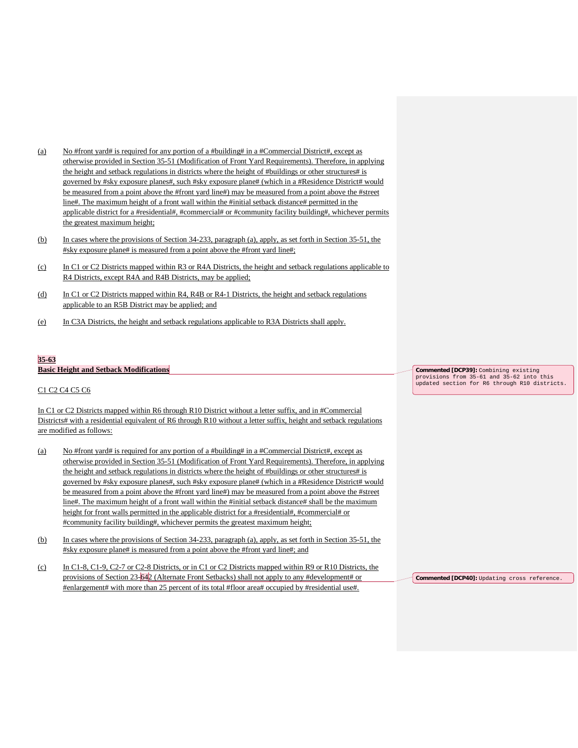(a) No #front yard# is required for any portion of a #building# in a #Commercial District#, except as otherwise provided in Section 35-51 (Modification of Front Yard Requirements). Therefore, in applying the height and setback regulations in districts where the height of #buildings or other structures# is governed by #sky exposure planes#, such #sky exposure plane# (which in a #Residence District# would be measured from a point above the #front yard line#) may be measured from a point above the #street line#. The maximum height of a front wall within the #initial setback distance# permitted in the applicable district for a #residential#, #commercial# or #community facility building#, whichever permits the greatest maximum height;

(b) In cases where the provisions of Section 34-233, paragraph (a), apply, as set forth in Section 35-51, the #sky exposure plane# is measured from a point above the #front yard line#;

(c) In C1 or C2 Districts mapped within R3 or R4A Districts, the height and setback regulations applicable to R4 Districts, except R4A and R4B Districts, may be applied;

(d) In C1 or C2 Districts mapped within R4, R4B or R4-1 Districts, the height and setback regulations applicable to an R5B District may be applied; and

(e) In C3A Districts, the height and setback regulations applicable to R3A Districts shall apply.

**35-63**
**Basic Height and Setback Modifications**

Commented [DCP39]: Combining existing provisions from 35-61 and 35-62 into this updated section for R6 through R10 districts.

C1 C2 C4 C5 C6

In C1 or C2 Districts mapped within R6 through R10 District without a letter suffix, and in #Commercial Districts# with a residential equivalent of R6 through R10 without a letter suffix, height and setback regulations are modified as follows:

(a) No #front yard# is required for any portion of a #building# in a #Commercial District#, except as otherwise provided in Section 35-51 (Modification of Front Yard Requirements). Therefore, in applying the height and setback regulations in districts where the height of #buildings or other structures# is governed by #sky exposure planes#, such #sky exposure plane# (which in a #Residence District# would be measured from a point above the #front yard line#) may be measured from a point above the #street line#. The maximum height of a front wall within the #initial setback distance# shall be the maximum height for front walls permitted in the applicable district for a #residential#, #commercial# or #community facility building#, whichever permits the greatest maximum height;

(b) In cases where the provisions of Section 34-233, paragraph (a), apply, as set forth in Section 35-51, the #sky exposure plane# is measured from a point above the #front yard line#; and

(c) In C1-8, C1-9, C2-7 or C2-8 Districts, or in C1 or C2 Districts mapped within R9 or R10 Districts, the provisions of Section 23-642 (Alternate Front Setbacks) shall not apply to any #development# or #enlargement# with more than 25 percent of its total #floor area# occupied by #residential use#.

Commented [DCP40]: Updating cross reference.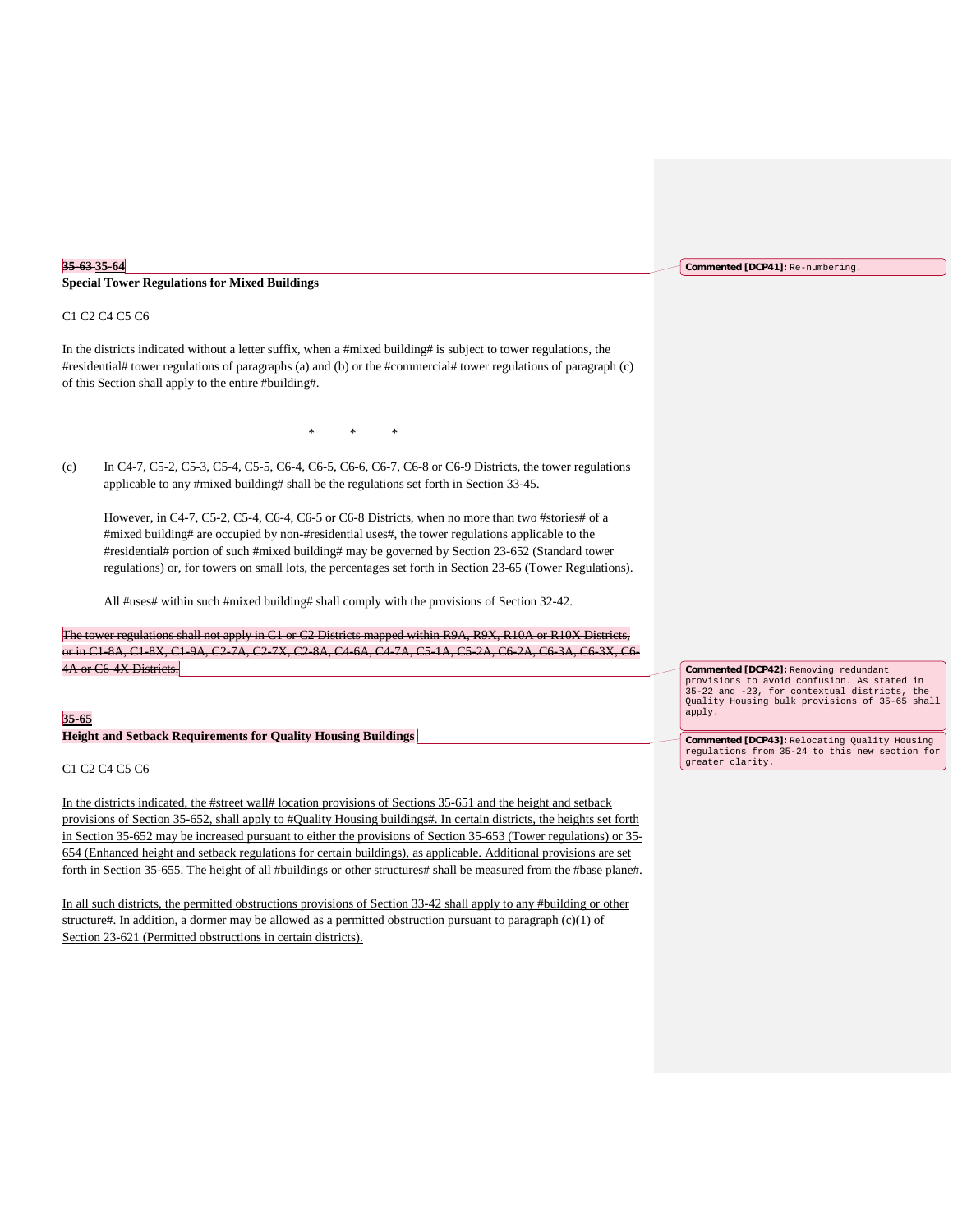~~35-63~~ 35-64
**Special Tower Regulations for Mixed Buildings**

C1 C2 C4 C5 C6

In the districts indicated without a letter suffix, when a #mixed building# is subject to tower regulations, the #residential# tower regulations of paragraphs (a) and (b) or the #commercial# tower regulations of paragraph (c) of this Section shall apply to the entire #building#.

\*    \*    \*

(c) In C4-7, C5-2, C5-3, C5-4, C5-5, C6-4, C6-5, C6-6, C6-7, C6-8 or C6-9 Districts, the tower regulations applicable to any #mixed building# shall be the regulations set forth in Section 33-45.

However, in C4-7, C5-2, C5-4, C6-4, C6-5 or C6-8 Districts, when no more than two #stories# of a #mixed building# are occupied by non-#residential uses#, the tower regulations applicable to the #residential# portion of such #mixed building# may be governed by Section 23-652 (Standard tower regulations) or, for towers on small lots, the percentages set forth in Section 23-65 (Tower Regulations).

All #uses# within such #mixed building# shall comply with the provisions of Section 32-42.

~~The tower regulations shall not apply in C1 or C2 Districts mapped within R9A, R9X, R10A or R10X Districts, or in C1-8A, C1-8X, C1-9A, C2-7A, C2-7X, C2-8A, C4-6A, C4-7A, C5-1A, C5-2A, C6-2A, C6-3A, C6-3X, C6-4A or C6-4X Districts.~~

**35-65**
**Height and Setback Requirements for Quality Housing Buildings**

C1 C2 C4 C5 C6

In the districts indicated, the #street wall# location provisions of Sections 35-651 and the height and setback provisions of Section 35-652, shall apply to #Quality Housing buildings#. In certain districts, the heights set forth in Section 35-652 may be increased pursuant to either the provisions of Section 35-653 (Tower regulations) or 35-654 (Enhanced height and setback regulations for certain buildings), as applicable. Additional provisions are set forth in Section 35-655. The height of all #buildings or other structures# shall be measured from the #base plane#.

In all such districts, the permitted obstructions provisions of Section 33-42 shall apply to any #building or other structure#. In addition, a dormer may be allowed as a permitted obstruction pursuant to paragraph (c)(1) of Section 23-621 (Permitted obstructions in certain districts).

**Commented [DCP41]:** Re-numbering.

**Commented [DCP42]:** Removing redundant provisions to avoid confusion. As stated in 35-22 and -23, for contextual districts, the Quality Housing bulk provisions of 35-65 shall apply.

**Commented [DCP43]:** Relocating Quality Housing regulations from 35-24 to this new section for greater clarity.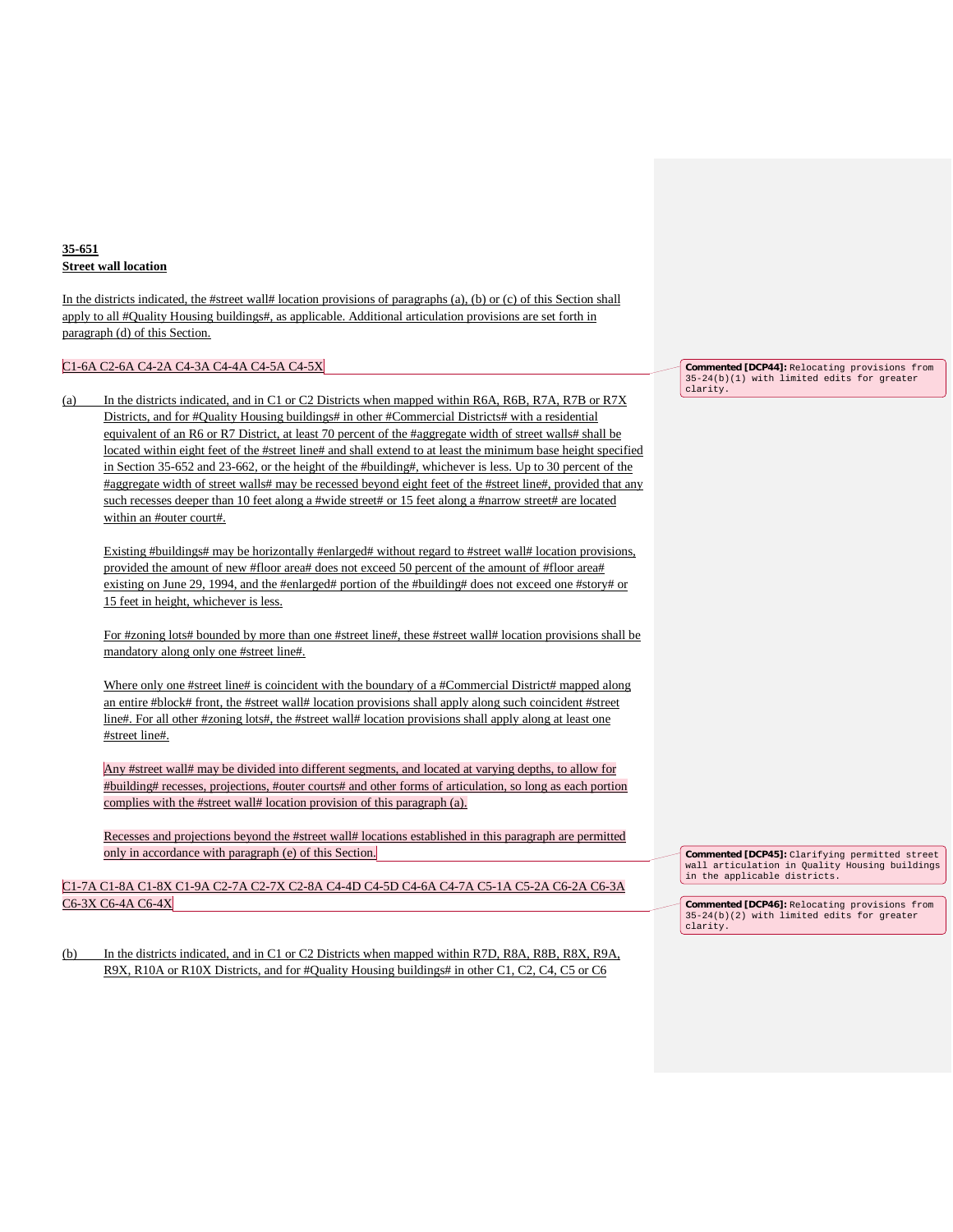**35-651**
**Street wall location**

In the districts indicated, the #street wall# location provisions of paragraphs (a), (b) or (c) of this Section shall apply to all #Quality Housing buildings#, as applicable. Additional articulation provisions are set forth in paragraph (d) of this Section.

C1-6A C2-6A C4-2A C4-3A C4-4A C4-5A C4-5X

(a) In the districts indicated, and in C1 or C2 Districts when mapped within R6A, R6B, R7A, R7B or R7X Districts, and for #Quality Housing buildings# in other #Commercial Districts# with a residential equivalent of an R6 or R7 District, at least 70 percent of the #aggregate width of street walls# shall be located within eight feet of the #street line# and shall extend to at least the minimum base height specified in Section 35-652 and 23-662, or the height of the #building#, whichever is less. Up to 30 percent of the #aggregate width of street walls# may be recessed beyond eight feet of the #street line#, provided that any such recesses deeper than 10 feet along a #wide street# or 15 feet along a #narrow street# are located within an #outer court#.

Existing #buildings# may be horizontally #enlarged# without regard to #street wall# location provisions, provided the amount of new #floor area# does not exceed 50 percent of the amount of #floor area# existing on June 29, 1994, and the #enlarged# portion of the #building# does not exceed one #story# or 15 feet in height, whichever is less.

For #zoning lots# bounded by more than one #street line#, these #street wall# location provisions shall be mandatory along only one #street line#.

Where only one #street line# is coincident with the boundary of a #Commercial District# mapped along an entire #block# front, the #street wall# location provisions shall apply along such coincident #street line#. For all other #zoning lots#, the #street wall# location provisions shall apply along at least one #street line#.

Any #street wall# may be divided into different segments, and located at varying depths, to allow for #building# recesses, projections, #outer courts# and other forms of articulation, so long as each portion complies with the #street wall# location provision of this paragraph (a).

Recesses and projections beyond the #street wall# locations established in this paragraph are permitted only in accordance with paragraph (e) of this Section.

C1-7A C1-8A C1-8X C1-9A C2-7A C2-7X C2-8A C4-4D C4-5D C4-6A C4-7A C5-1A C5-2A C6-2A C6-3A C6-3X C6-4A C6-4X

(b) In the districts indicated, and in C1 or C2 Districts when mapped within R7D, R8A, R8B, R8X, R9A, R9X, R10A or R10X Districts, and for #Quality Housing buildings# in other C1, C2, C4, C5 or C6

Commented [DCP44]: Relocating provisions from 35-24(b)(1) with limited edits for greater clarity.

Commented [DCP45]: Clarifying permitted street wall articulation in Quality Housing buildings in the applicable districts.

Commented [DCP46]: Relocating provisions from 35-24(b)(2) with limited edits for greater clarity.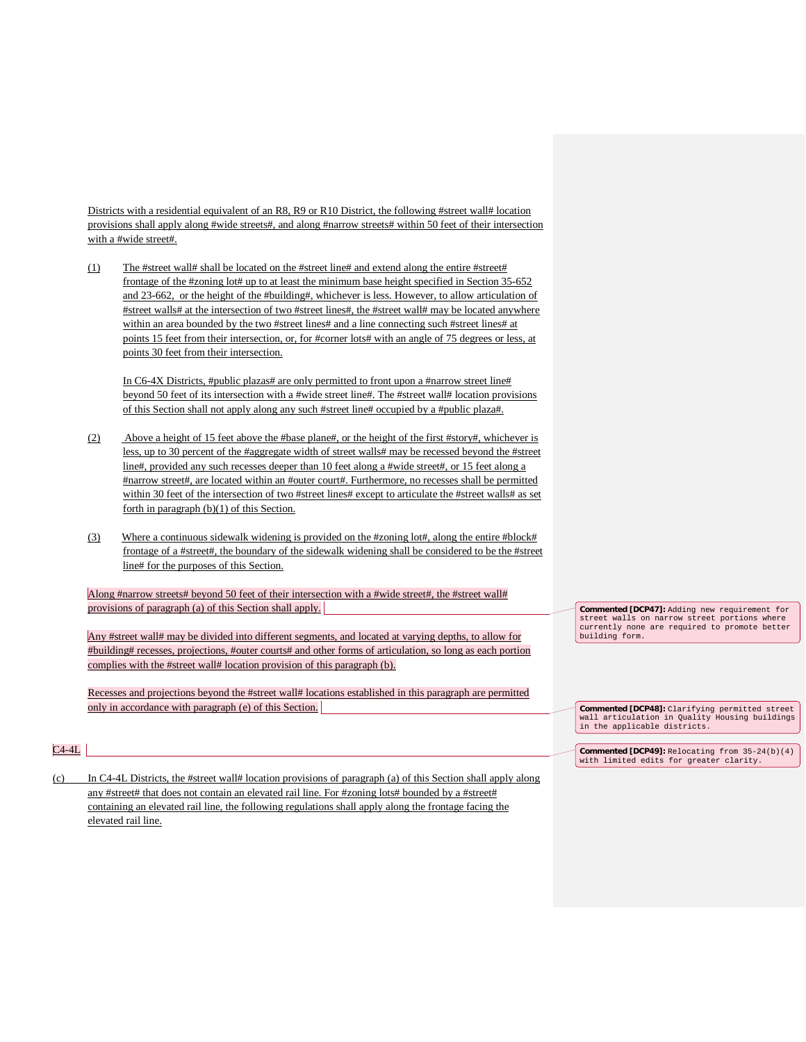Districts with a residential equivalent of an R8, R9 or R10 District, the following #street wall# location provisions shall apply along #wide streets#, and along #narrow streets# within 50 feet of their intersection with a #wide street#.

(1) The #street wall# shall be located on the #street line# and extend along the entire #street# frontage of the #zoning lot# up to at least the minimum base height specified in Section 35-652 and 23-662, or the height of the #building#, whichever is less. However, to allow articulation of #street walls# at the intersection of two #street lines#, the #street wall# may be located anywhere within an area bounded by the two #street lines# and a line connecting such #street lines# at points 15 feet from their intersection, or, for #corner lots# with an angle of 75 degrees or less, at points 30 feet from their intersection.

In C6-4X Districts, #public plazas# are only permitted to front upon a #narrow street line# beyond 50 feet of its intersection with a #wide street line#. The #street wall# location provisions of this Section shall not apply along any such #street line# occupied by a #public plaza#.

(2) Above a height of 15 feet above the #base plane#, or the height of the first #story#, whichever is less, up to 30 percent of the #aggregate width of street walls# may be recessed beyond the #street line#, provided any such recesses deeper than 10 feet along a #wide street#, or 15 feet along a #narrow street#, are located within an #outer court#. Furthermore, no recesses shall be permitted within 30 feet of the intersection of two #street lines# except to articulate the #street walls# as set forth in paragraph (b)(1) of this Section.

(3) Where a continuous sidewalk widening is provided on the #zoning lot#, along the entire #block# frontage of a #street#, the boundary of the sidewalk widening shall be considered to be the #street line# for the purposes of this Section.

Along #narrow streets# beyond 50 feet of their intersection with a #wide street#, the #street wall# provisions of paragraph (a) of this Section shall apply.

> **Commented [DCP47]:** Adding new requirement for street walls on narrow street portions where currently none are required to promote better building form.

Any #street wall# may be divided into different segments, and located at varying depths, to allow for #building# recesses, projections, #outer courts# and other forms of articulation, so long as each portion complies with the #street wall# location provision of this paragraph (b).

Recesses and projections beyond the #street wall# locations established in this paragraph are permitted only in accordance with paragraph (e) of this Section.

> **Commented [DCP48]:** Clarifying permitted street wall articulation in Quality Housing buildings in the applicable districts.

C4-4L

> **Commented [DCP49]:** Relocating from 35-24(b)(4) with limited edits for greater clarity.

(c) In C4-4L Districts, the #street wall# location provisions of paragraph (a) of this Section shall apply along any #street# that does not contain an elevated rail line. For #zoning lots# bounded by a #street# containing an elevated rail line, the following regulations shall apply along the frontage facing the elevated rail line.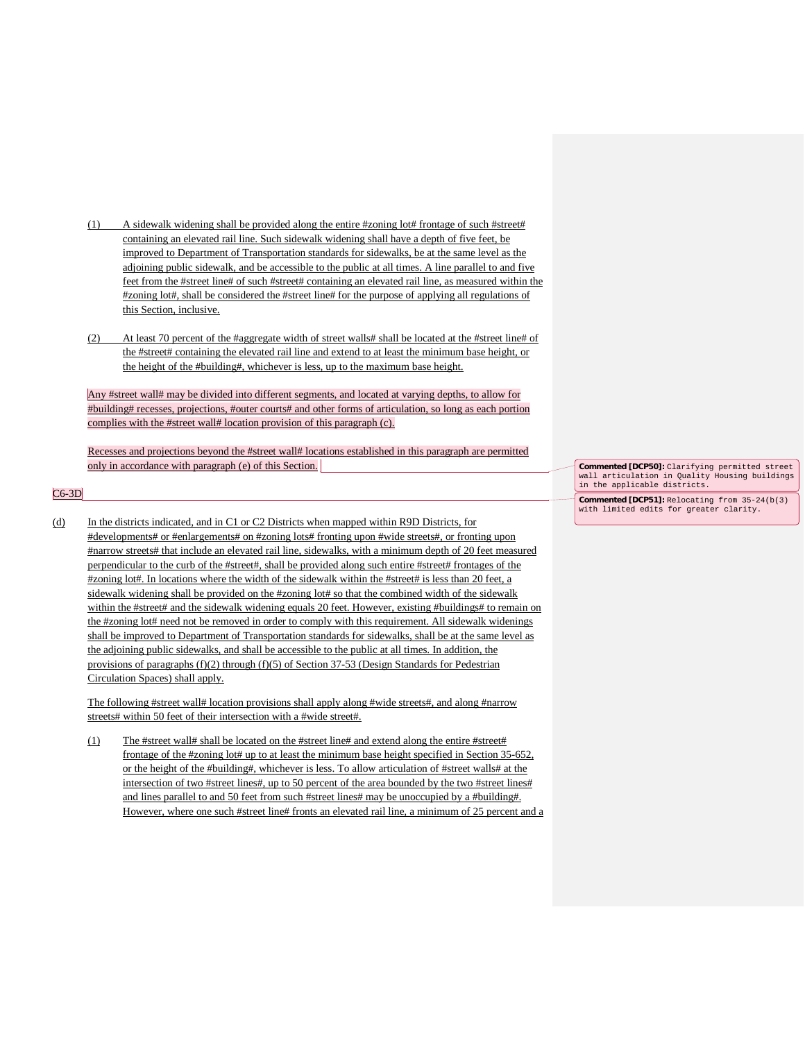(1) A sidewalk widening shall be provided along the entire #zoning lot# frontage of such #street# containing an elevated rail line. Such sidewalk widening shall have a depth of five feet, be improved to Department of Transportation standards for sidewalks, be at the same level as the adjoining public sidewalk, and be accessible to the public at all times. A line parallel to and five feet from the #street line# of such #street# containing an elevated rail line, as measured within the #zoning lot#, shall be considered the #street line# for the purpose of applying all regulations of this Section, inclusive.

(2) At least 70 percent of the #aggregate width of street walls# shall be located at the #street line# of the #street# containing the elevated rail line and extend to at least the minimum base height, or the height of the #building#, whichever is less, up to the maximum base height.

Any #street wall# may be divided into different segments, and located at varying depths, to allow for #building# recesses, projections, #outer courts# and other forms of articulation, so long as each portion complies with the #street wall# location provision of this paragraph (c).

Recesses and projections beyond the #street wall# locations established in this paragraph are permitted only in accordance with paragraph (e) of this Section.

> **Commented [DCP50]:** Clarifying permitted street wall articulation in Quality Housing buildings in the applicable districts.

> **Commented [DCP51]:** Relocating from 35-24(b(3) with limited edits for greater clarity.

C6-3D

(d) In the districts indicated, and in C1 or C2 Districts when mapped within R9D Districts, for #developments# or #enlargements# on #zoning lots# fronting upon #wide streets#, or fronting upon #narrow streets# that include an elevated rail line, sidewalks, with a minimum depth of 20 feet measured perpendicular to the curb of the #street#, shall be provided along such entire #street# frontages of the #zoning lot#. In locations where the width of the sidewalk within the #street# is less than 20 feet, a sidewalk widening shall be provided on the #zoning lot# so that the combined width of the sidewalk within the #street# and the sidewalk widening equals 20 feet. However, existing #buildings# to remain on the #zoning lot# need not be removed in order to comply with this requirement. All sidewalk widenings shall be improved to Department of Transportation standards for sidewalks, shall be at the same level as the adjoining public sidewalks, and shall be accessible to the public at all times. In addition, the provisions of paragraphs (f)(2) through (f)(5) of Section 37-53 (Design Standards for Pedestrian Circulation Spaces) shall apply.

The following #street wall# location provisions shall apply along #wide streets#, and along #narrow streets# within 50 feet of their intersection with a #wide street#.

(1) The #street wall# shall be located on the #street line# and extend along the entire #street# frontage of the #zoning lot# up to at least the minimum base height specified in Section 35-652, or the height of the #building#, whichever is less. To allow articulation of #street walls# at the intersection of two #street lines#, up to 50 percent of the area bounded by the two #street lines# and lines parallel to and 50 feet from such #street lines# may be unoccupied by a #building#. However, where one such #street line# fronts an elevated rail line, a minimum of 25 percent and a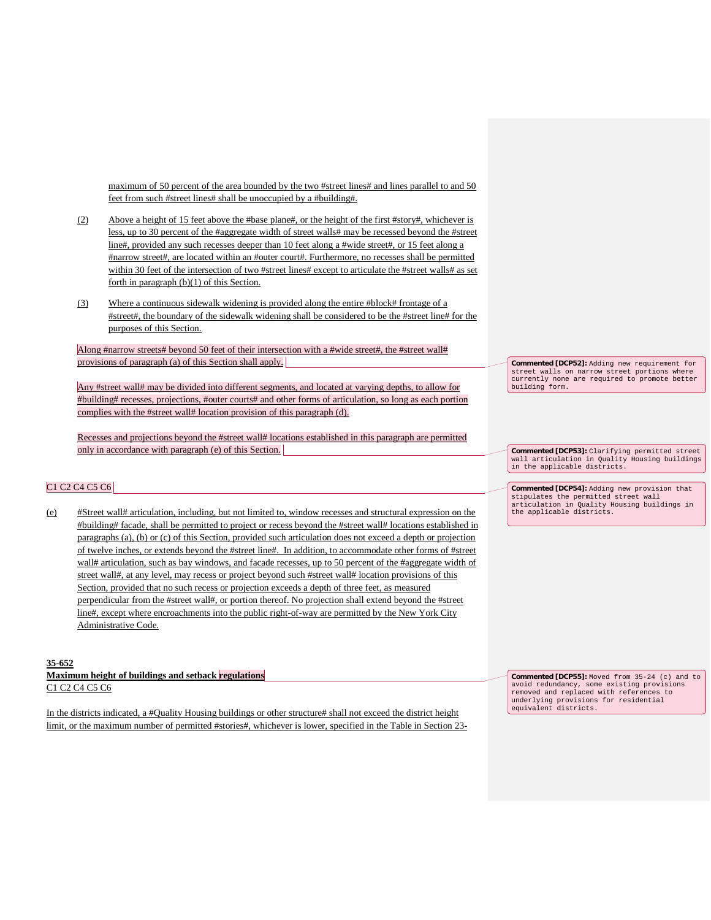maximum of 50 percent of the area bounded by the two #street lines# and lines parallel to and 50 feet from such #street lines# shall be unoccupied by a #building#.

(2) Above a height of 15 feet above the #base plane#, or the height of the first #story#, whichever is less, up to 30 percent of the #aggregate width of street walls# may be recessed beyond the #street line#, provided any such recesses deeper than 10 feet along a #wide street#, or 15 feet along a #narrow street#, are located within an #outer court#. Furthermore, no recesses shall be permitted within 30 feet of the intersection of two #street lines# except to articulate the #street walls# as set forth in paragraph (b)(1) of this Section.

(3) Where a continuous sidewalk widening is provided along the entire #block# frontage of a #street#, the boundary of the sidewalk widening shall be considered to be the #street line# for the purposes of this Section.

Along #narrow streets# beyond 50 feet of their intersection with a #wide street#, the #street wall# provisions of paragraph (a) of this Section shall apply.

Any #street wall# may be divided into different segments, and located at varying depths, to allow for #building# recesses, projections, #outer courts# and other forms of articulation, so long as each portion complies with the #street wall# location provision of this paragraph (d).

Recesses and projections beyond the #street wall# locations established in this paragraph are permitted only in accordance with paragraph (e) of this Section.

C1 C2 C4 C5 C6

(e) #Street wall# articulation, including, but not limited to, window recesses and structural expression on the #building# facade, shall be permitted to project or recess beyond the #street wall# locations established in paragraphs (a), (b) or (c) of this Section, provided such articulation does not exceed a depth or projection of twelve inches, or extends beyond the #street line#. In addition, to accommodate other forms of #street wall# articulation, such as bay windows, and facade recesses, up to 50 percent of the #aggregate width of street wall#, at any level, may recess or project beyond such #street wall# location provisions of this Section, provided that no such recess or projection exceeds a depth of three feet, as measured perpendicular from the #street wall#, or portion thereof. No projection shall extend beyond the #street line#, except where encroachments into the public right-of-way are permitted by the New York City Administrative Code.

**35-652**
**Maximum height of buildings and setback regulations**
C1 C2 C4 C5 C6

In the districts indicated, a #Quality Housing buildings or other structure# shall not exceed the district height limit, or the maximum number of permitted #stories#, whichever is lower, specified in the Table in Section 23-

---

**Commented [DCP52]:** Adding new requirement for street walls on narrow street portions where currently none are required to promote better building form.

**Commented [DCP53]:** Clarifying permitted street wall articulation in Quality Housing buildings in the applicable districts.

**Commented [DCP54]:** Adding new provision that stipulates the permitted street wall articulation in Quality Housing buildings in the applicable districts.

**Commented [DCP55]:** Moved from 35-24 (c) and to avoid redundancy, some existing provisions removed and replaced with references to underlying provisions for residential equivalent districts.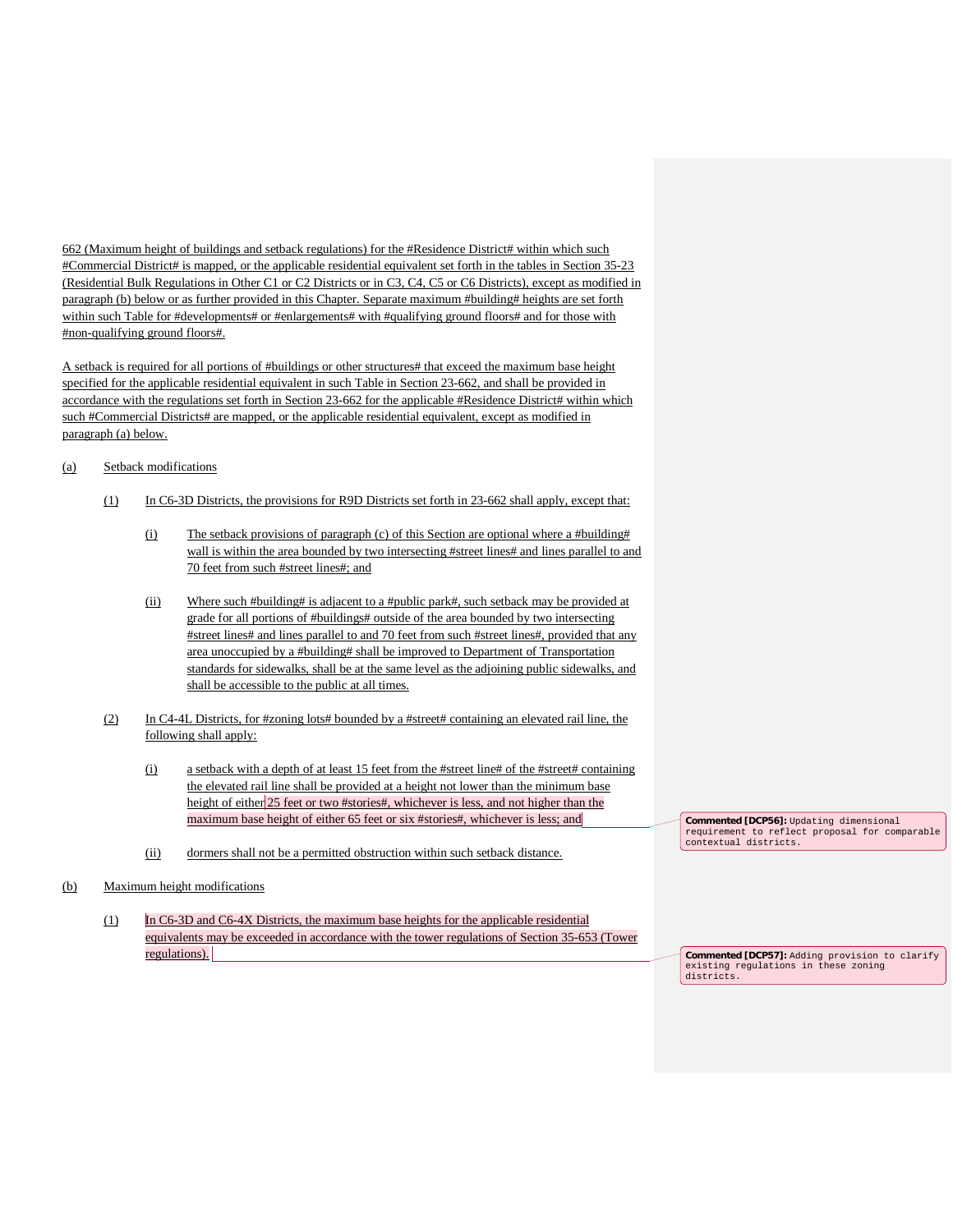662 (Maximum height of buildings and setback regulations) for the #Residence District# within which such #Commercial District# is mapped, or the applicable residential equivalent set forth in the tables in Section 35-23 (Residential Bulk Regulations in Other C1 or C2 Districts or in C3, C4, C5 or C6 Districts), except as modified in paragraph (b) below or as further provided in this Chapter. Separate maximum #building# heights are set forth within such Table for #developments# or #enlargements# with #qualifying ground floors# and for those with #non-qualifying ground floors#.

A setback is required for all portions of #buildings or other structures# that exceed the maximum base height specified for the applicable residential equivalent in such Table in Section 23-662, and shall be provided in accordance with the regulations set forth in Section 23-662 for the applicable #Residence District# within which such #Commercial Districts# are mapped, or the applicable residential equivalent, except as modified in paragraph (a) below.

(a) Setback modifications

(1) In C6-3D Districts, the provisions for R9D Districts set forth in 23-662 shall apply, except that:

(i) The setback provisions of paragraph (c) of this Section are optional where a #building# wall is within the area bounded by two intersecting #street lines# and lines parallel to and 70 feet from such #street lines#; and

(ii) Where such #building# is adjacent to a #public park#, such setback may be provided at grade for all portions of #buildings# outside of the area bounded by two intersecting #street lines# and lines parallel to and 70 feet from such #street lines#, provided that any area unoccupied by a #building# shall be improved to Department of Transportation standards for sidewalks, shall be at the same level as the adjoining public sidewalks, and shall be accessible to the public at all times.

(2) In C4-4L Districts, for #zoning lots# bounded by a #street# containing an elevated rail line, the following shall apply:

(i) a setback with a depth of at least 15 feet from the #street line# of the #street# containing the elevated rail line shall be provided at a height not lower than the minimum base height of either 25 feet or two #stories#, whichever is less, and not higher than the maximum base height of either 65 feet or six #stories#, whichever is less; and

(ii) dormers shall not be a permitted obstruction within such setback distance.

(b) Maximum height modifications

(1) In C6-3D and C6-4X Districts, the maximum base heights for the applicable residential equivalents may be exceeded in accordance with the tower regulations of Section 35-653 (Tower regulations).

**Commented [DCP56]:** Updating dimensional requirement to reflect proposal for comparable contextual districts.

**Commented [DCP57]:** Adding provision to clarify existing regulations in these zoning districts.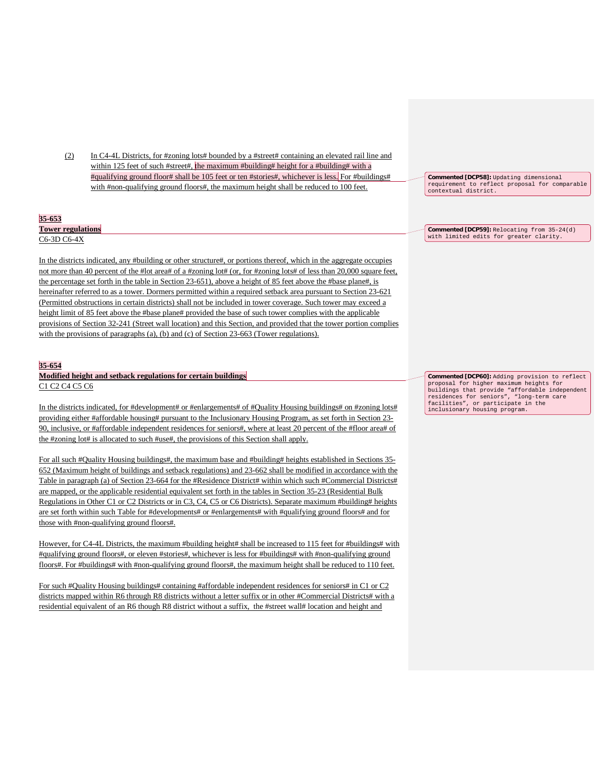(2) In C4-4L Districts, for #zoning lots# bounded by a #street# containing an elevated rail line and within 125 feet of such #street#, the maximum #building# height for a #building# with a #qualifying ground floor# shall be 105 feet or ten #stories#, whichever is less. For #buildings# with #non-qualifying ground floors#, the maximum height shall be reduced to 100 feet.

> **Commented [DCP58]:** Updating dimensional requirement to reflect proposal for comparable contextual district.

**35-653**
**Tower regulations**
C6-3D C6-4X

> **Commented [DCP59]:** Relocating from 35-24(d) with limited edits for greater clarity.

In the districts indicated, any #building or other structure#, or portions thereof, which in the aggregate occupies not more than 40 percent of the #lot area# of a #zoning lot# (or, for #zoning lots# of less than 20,000 square feet, the percentage set forth in the table in Section 23-651), above a height of 85 feet above the #base plane#, is hereinafter referred to as a tower. Dormers permitted within a required setback area pursuant to Section 23-621 (Permitted obstructions in certain districts) shall not be included in tower coverage. Such tower may exceed a height limit of 85 feet above the #base plane# provided the base of such tower complies with the applicable provisions of Section 32-241 (Street wall location) and this Section, and provided that the tower portion complies with the provisions of paragraphs (a), (b) and (c) of Section 23-663 (Tower regulations).

**35-654**
**Modified height and setback regulations for certain buildings**
C1 C2 C4 C5 C6

> **Commented [DCP60]:** Adding provision to reflect proposal for higher maximum heights for buildings that provide "affordable independent residences for seniors", "long-term care facilities", or participate in the inclusionary housing program.

In the districts indicated, for #development# or #enlargements# of #Quality Housing buildings# on #zoning lots# providing either #affordable housing# pursuant to the Inclusionary Housing Program, as set forth in Section 23-90, inclusive, or #affordable independent residences for seniors#, where at least 20 percent of the #floor area# of the #zoning lot# is allocated to such #use#, the provisions of this Section shall apply.

For all such #Quality Housing buildings#, the maximum base and #building# heights established in Sections 35-652 (Maximum height of buildings and setback regulations) and 23-662 shall be modified in accordance with the Table in paragraph (a) of Section 23-664 for the #Residence District# within which such #Commercial Districts# are mapped, or the applicable residential equivalent set forth in the tables in Section 35-23 (Residential Bulk Regulations in Other C1 or C2 Districts or in C3, C4, C5 or C6 Districts). Separate maximum #building# heights are set forth within such Table for #developments# or #enlargements# with #qualifying ground floors# and for those with #non-qualifying ground floors#.

However, for C4-4L Districts, the maximum #building height# shall be increased to 115 feet for #buildings# with #qualifying ground floors#, or eleven #stories#, whichever is less for #buildings# with #non-qualifying ground floors#. For #buildings# with #non-qualifying ground floors#, the maximum height shall be reduced to 110 feet.

For such #Quality Housing buildings# containing #affordable independent residences for seniors# in C1 or C2 districts mapped within R6 through R8 districts without a letter suffix or in other #Commercial Districts# with a residential equivalent of an R6 though R8 district without a suffix, the #street wall# location and height and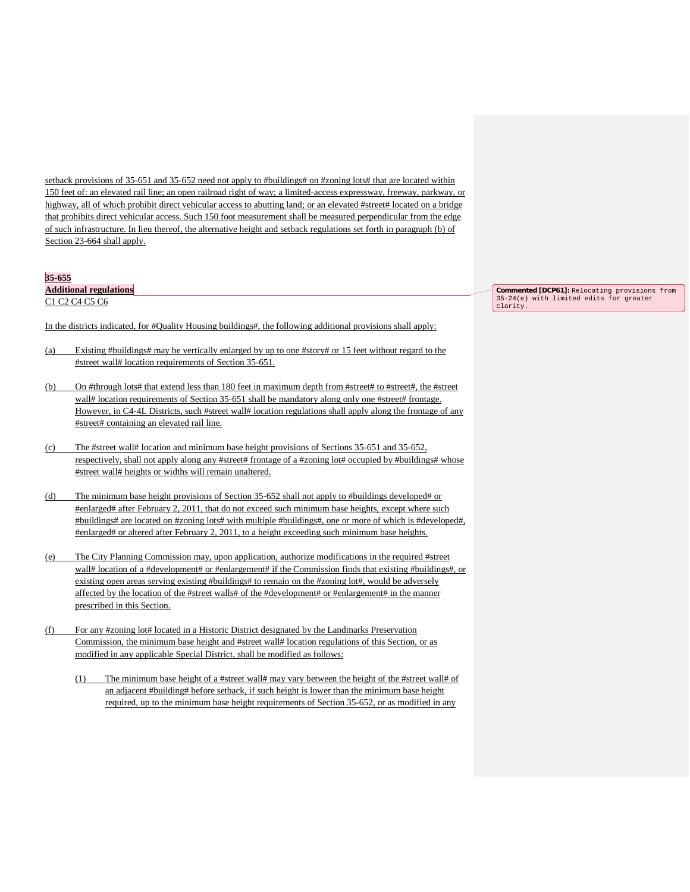setback provisions of 35-651 and 35-652 need not apply to #buildings# on #zoning lots# that are located within 150 feet of: an elevated rail line; an open railroad right of way; a limited-access expressway, freeway, parkway, or highway, all of which prohibit direct vehicular access to abutting land; or an elevated #street# located on a bridge that prohibits direct vehicular access. Such 150 foot measurement shall be measured perpendicular from the edge of such infrastructure. In lieu thereof, the alternative height and setback regulations set forth in paragraph (b) of Section 23-664 shall apply.

**35-655**
**Additional regulations**
C1 C2 C4 C5 C6

Commented [DCP61]: Relocating provisions from 35-24(e) with limited edits for greater clarity.

In the districts indicated, for #Quality Housing buildings#, the following additional provisions shall apply:

(a) Existing #buildings# may be vertically enlarged by up to one #story# or 15 feet without regard to the #street wall# location requirements of Section 35-651.

(b) On #through lots# that extend less than 180 feet in maximum depth from #street# to #street#, the #street wall# location requirements of Section 35-651 shall be mandatory along only one #street# frontage. However, in C4-4L Districts, such #street wall# location regulations shall apply along the frontage of any #street# containing an elevated rail line.

(c) The #street wall# location and minimum base height provisions of Sections 35-651 and 35-652, respectively, shall not apply along any #street# frontage of a #zoning lot# occupied by #buildings# whose #street wall# heights or widths will remain unaltered.

(d) The minimum base height provisions of Section 35-652 shall not apply to #buildings developed# or #enlarged# after February 2, 2011, that do not exceed such minimum base heights, except where such #buildings# are located on #zoning lots# with multiple #buildings#, one or more of which is #developed#, #enlarged# or altered after February 2, 2011, to a height exceeding such minimum base heights.

(e) The City Planning Commission may, upon application, authorize modifications in the required #street wall# location of a #development# or #enlargement# if the Commission finds that existing #buildings#, or existing open areas serving existing #buildings# to remain on the #zoning lot#, would be adversely affected by the location of the #street walls# of the #development# or #enlargement# in the manner prescribed in this Section.

(f) For any #zoning lot# located in a Historic District designated by the Landmarks Preservation Commission, the minimum base height and #street wall# location regulations of this Section, or as modified in any applicable Special District, shall be modified as follows:

   (1) The minimum base height of a #street wall# may vary between the height of the #street wall# of an adjacent #building# before setback, if such height is lower than the minimum base height required, up to the minimum base height requirements of Section 35-652, or as modified in any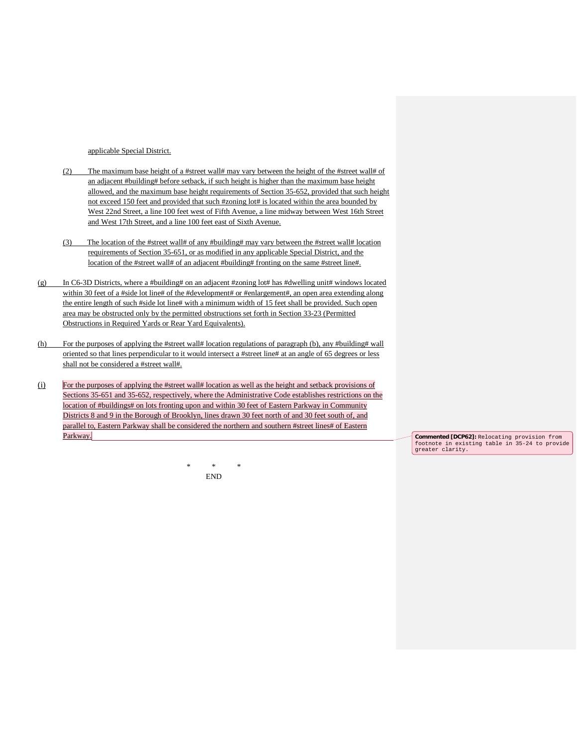applicable Special District.

(2) The maximum base height of a #street wall# may vary between the height of the #street wall# of an adjacent #building# before setback, if such height is higher than the maximum base height allowed, and the maximum base height requirements of Section 35-652, provided that such height not exceed 150 feet and provided that such #zoning lot# is located within the area bounded by West 22nd Street, a line 100 feet west of Fifth Avenue, a line midway between West 16th Street and West 17th Street, and a line 100 feet east of Sixth Avenue.

(3) The location of the #street wall# of any #building# may vary between the #street wall# location requirements of Section 35-651, or as modified in any applicable Special District, and the location of the #street wall# of an adjacent #building# fronting on the same #street line#.

(g) In C6-3D Districts, where a #building# on an adjacent #zoning lot# has #dwelling unit# windows located within 30 feet of a #side lot line# of the #development# or #enlargement#, an open area extending along the entire length of such #side lot line# with a minimum width of 15 feet shall be provided. Such open area may be obstructed only by the permitted obstructions set forth in Section 33-23 (Permitted Obstructions in Required Yards or Rear Yard Equivalents).

(h) For the purposes of applying the #street wall# location regulations of paragraph (b), any #building# wall oriented so that lines perpendicular to it would intersect a #street line# at an angle of 65 degrees or less shall not be considered a #street wall#.

(i) For the purposes of applying the #street wall# location as well as the height and setback provisions of Sections 35-651 and 35-652, respectively, where the Administrative Code establishes restrictions on the location of #buildings# on lots fronting upon and within 30 feet of Eastern Parkway in Community Districts 8 and 9 in the Borough of Brooklyn, lines drawn 30 feet north of and 30 feet south of, and parallel to, Eastern Parkway shall be considered the northern and southern #street lines# of Eastern Parkway.

**Commented [DCP62]:** Relocating provision from footnote in existing table in 35-24 to provide greater clarity.

\* \* \*

END